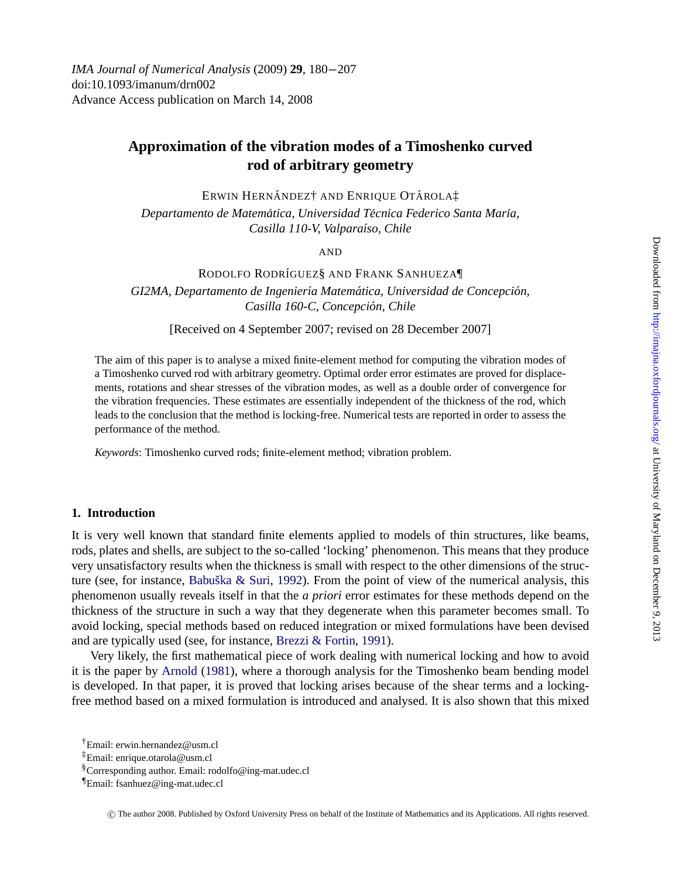# Approximation of the vibration modes of a Timoshenko curved rod of arbitrary geometry

ERWIN HERNÁNDEZ[†] AND ENRIQUE OTÁROLA[‡]

*Departamento de Matemática, Universidad Técnica Federico Santa María, Casilla 110-V, Valparaíso, Chile*

AND

RODOLFO RODRÍGUEZ[§] AND FRANK SANHUEZA[¶]

*GI2MA, Departamento de Ingeniería Matemática, Universidad de Concepción, Casilla 160-C, Concepción, Chile*

[Received on 4 September 2007; revised on 28 December 2007]

The aim of this paper is to analyse a mixed finite-element method for computing the vibration modes of a Timoshenko curved rod with arbitrary geometry. Optimal order error estimates are proved for displacements, rotations and shear stresses of the vibration modes, as well as a double order of convergence for the vibration frequencies. These estimates are essentially independent of the thickness of the rod, which leads to the conclusion that the method is locking-free. Numerical tests are reported in order to assess the performance of the method.

*Keywords*: Timoshenko curved rods; finite-element method; vibration problem.

## 1. Introduction

It is very well known that standard finite elements applied to models of thin structures, like beams, rods, plates and shells, are subject to the so-called 'locking' phenomenon. This means that they produce very unsatisfactory results when the thickness is small with respect to the other dimensions of the structure (see, for instance, Babuška & Suri, 1992). From the point of view of the numerical analysis, this phenomenon usually reveals itself in that the *a priori* error estimates for these methods depend on the thickness of the structure in such a way that they degenerate when this parameter becomes small. To avoid locking, special methods based on reduced integration or mixed formulations have been devised and are typically used (see, for instance, Brezzi & Fortin, 1991).

Very likely, the first mathematical piece of work dealing with numerical locking and how to avoid it is the paper by Arnold (1981), where a thorough analysis for the Timoshenko beam bending model is developed. In that paper, it is proved that locking arises because of the shear terms and a locking-free method based on a mixed formulation is introduced and analysed. It is also shown that this mixed

[†]Email: erwin.hernandez@usm.cl

[‡]Email: enrique.otarola@usm.cl

[§]Corresponding author. Email: rodolfo@ing-mat.udec.cl

[¶]Email: fsanhuez@ing-mat.udec.cl

© The author 2008. Published by Oxford University Press on behalf of the Institute of Mathematics and its Applications. All rights reserved.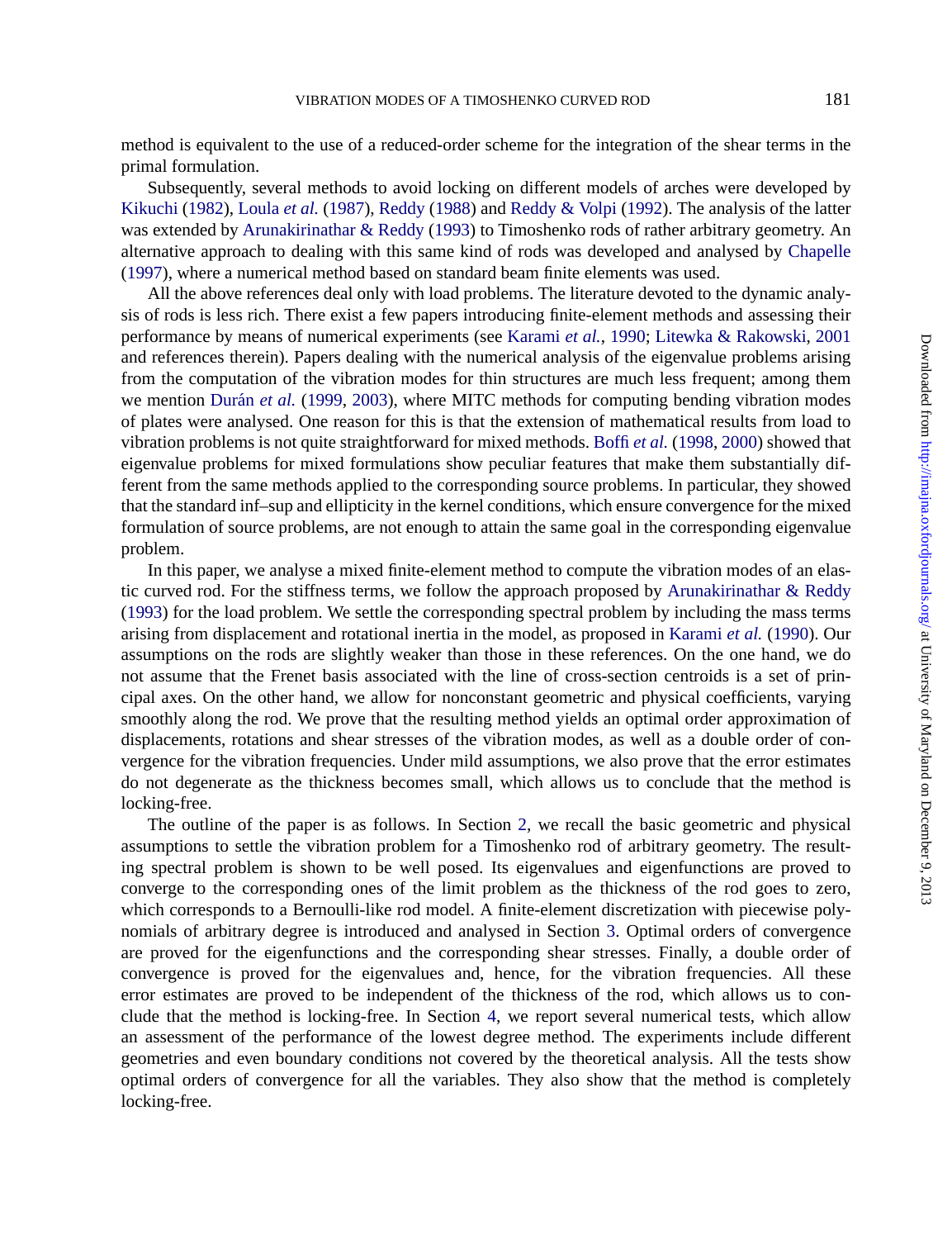method is equivalent to the use of a reduced-order scheme for the integration of the shear terms in the primal formulation.

Subsequently, several methods to avoid locking on different models of arches were developed by Kikuchi (1982), Loula *et al.* (1987), Reddy (1988) and Reddy & Volpi (1992). The analysis of the latter was extended by Arunakirinathar & Reddy (1993) to Timoshenko rods of rather arbitrary geometry. An alternative approach to dealing with this same kind of rods was developed and analysed by Chapelle (1997), where a numerical method based on standard beam finite elements was used.

All the above references deal only with load problems. The literature devoted to the dynamic analysis of rods is less rich. There exist a few papers introducing finite-element methods and assessing their performance by means of numerical experiments (see Karami *et al.*, 1990; Litewka & Rakowski, 2001 and references therein). Papers dealing with the numerical analysis of the eigenvalue problems arising from the computation of the vibration modes for thin structures are much less frequent; among them we mention Durán *et al.* (1999, 2003), where MITC methods for computing bending vibration modes of plates were analysed. One reason for this is that the extension of mathematical results from load to vibration problems is not quite straightforward for mixed methods. Boffi *et al.* (1998, 2000) showed that eigenvalue problems for mixed formulations show peculiar features that make them substantially different from the same methods applied to the corresponding source problems. In particular, they showed that the standard inf–sup and ellipticity in the kernel conditions, which ensure convergence for the mixed formulation of source problems, are not enough to attain the same goal in the corresponding eigenvalue problem.

In this paper, we analyse a mixed finite-element method to compute the vibration modes of an elastic curved rod. For the stiffness terms, we follow the approach proposed by Arunakirinathar & Reddy (1993) for the load problem. We settle the corresponding spectral problem by including the mass terms arising from displacement and rotational inertia in the model, as proposed in Karami *et al.* (1990). Our assumptions on the rods are slightly weaker than those in these references. On the one hand, we do not assume that the Frenet basis associated with the line of cross-section centroids is a set of principal axes. On the other hand, we allow for nonconstant geometric and physical coefficients, varying smoothly along the rod. We prove that the resulting method yields an optimal order approximation of displacements, rotations and shear stresses of the vibration modes, as well as a double order of convergence for the vibration frequencies. Under mild assumptions, we also prove that the error estimates do not degenerate as the thickness becomes small, which allows us to conclude that the method is locking-free.

The outline of the paper is as follows. In Section 2, we recall the basic geometric and physical assumptions to settle the vibration problem for a Timoshenko rod of arbitrary geometry. The resulting spectral problem is shown to be well posed. Its eigenvalues and eigenfunctions are proved to converge to the corresponding ones of the limit problem as the thickness of the rod goes to zero, which corresponds to a Bernoulli-like rod model. A finite-element discretization with piecewise polynomials of arbitrary degree is introduced and analysed in Section 3. Optimal orders of convergence are proved for the eigenfunctions and the corresponding shear stresses. Finally, a double order of convergence is proved for the eigenvalues and, hence, for the vibration frequencies. All these error estimates are proved to be independent of the thickness of the rod, which allows us to conclude that the method is locking-free. In Section 4, we report several numerical tests, which allow an assessment of the performance of the lowest degree method. The experiments include different geometries and even boundary conditions not covered by the theoretical analysis. All the tests show optimal orders of convergence for all the variables. They also show that the method is completely locking-free.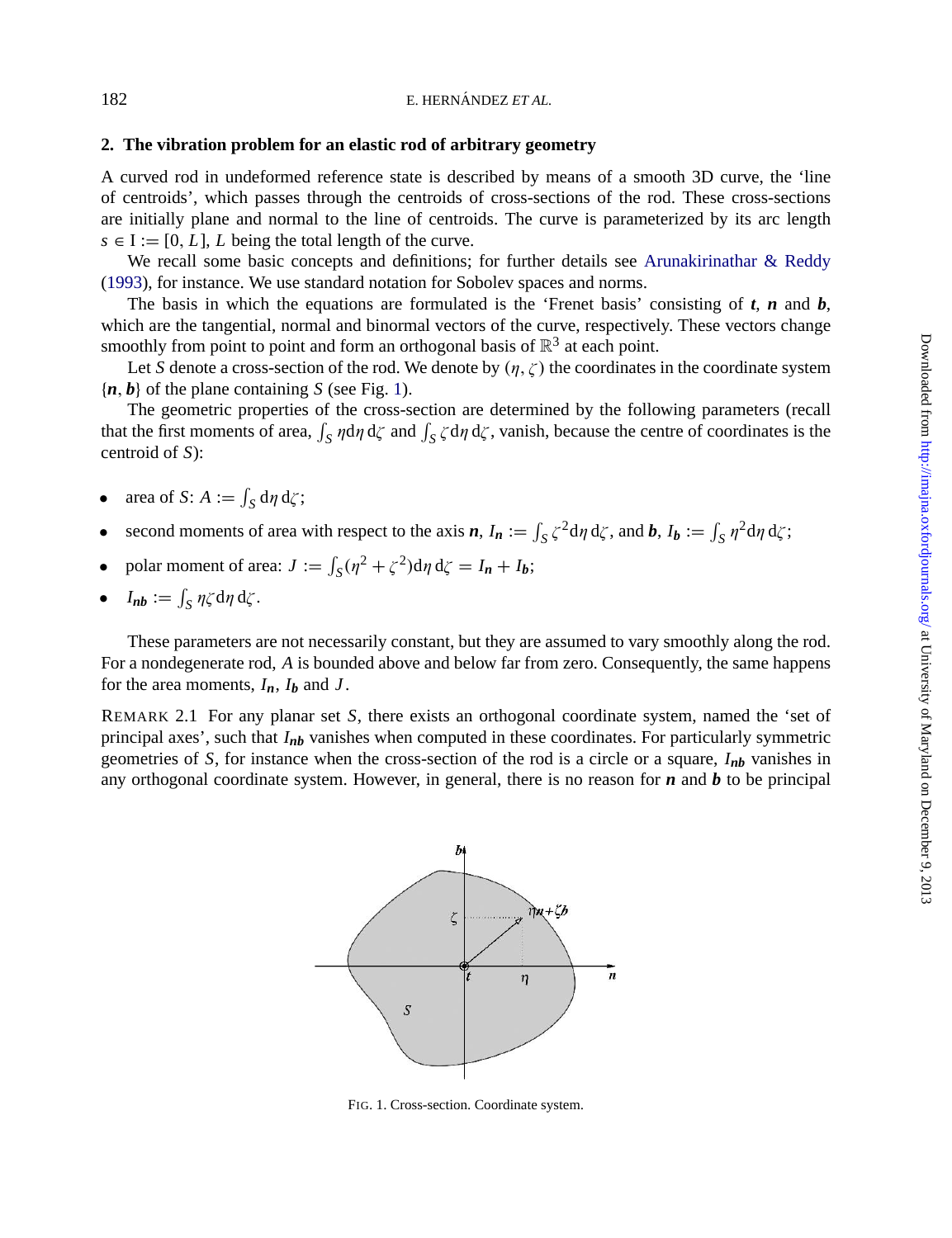## 2. The vibration problem for an elastic rod of arbitrary geometry

A curved rod in undeformed reference state is described by means of a smooth 3D curve, the 'line of centroids', which passes through the centroids of cross-sections of the rod. These cross-sections are initially plane and normal to the line of centroids. The curve is parameterized by its arc length $s \in \mathrm{I} := [0, L]$, $L$ being the total length of the curve.

We recall some basic concepts and definitions; for further details see Arunakirinathar & Reddy (1993), for instance. We use standard notation for Sobolev spaces and norms.

The basis in which the equations are formulated is the 'Frenet basis' consisting of $\boldsymbol{t}$, $\boldsymbol{n}$ and $\boldsymbol{b}$, which are the tangential, normal and binormal vectors of the curve, respectively. These vectors change smoothly from point to point and form an orthogonal basis of $\mathbb{R}^3$ at each point.

Let $S$ denote a cross-section of the rod. We denote by $(\eta, \zeta)$ the coordinates in the coordinate system $\{\boldsymbol{n}, \boldsymbol{b}\}$ of the plane containing $S$ (see Fig. 1).

The geometric properties of the cross-section are determined by the following parameters (recall that the first moments of area, $\int_S \eta \, \mathrm{d}\eta \, \mathrm{d}\zeta$ and $\int_S \zeta \, \mathrm{d}\eta \, \mathrm{d}\zeta$, vanish, because the centre of coordinates is the centroid of $S$):

- area of $S$: $A := \int_S \mathrm{d}\eta \, \mathrm{d}\zeta$;
- second moments of area with respect to the axis $\boldsymbol{n}$, $I_{\boldsymbol{n}} := \int_S \zeta^2 \mathrm{d}\eta \, \mathrm{d}\zeta$, and $\boldsymbol{b}$, $I_{\boldsymbol{b}} := \int_S \eta^2 \mathrm{d}\eta \, \mathrm{d}\zeta$;
- polar moment of area: $J := \int_S (\eta^2 + \zeta^2) \mathrm{d}\eta \, \mathrm{d}\zeta = I_{\boldsymbol{n}} + I_{\boldsymbol{b}}$;
- $I_{\boldsymbol{nb}} := \int_S \eta\zeta \, \mathrm{d}\eta \, \mathrm{d}\zeta$.

These parameters are not necessarily constant, but they are assumed to vary smoothly along the rod. For a nondegenerate rod, $A$ is bounded above and below far from zero. Consequently, the same happens for the area moments, $I_{\boldsymbol{n}}$, $I_{\boldsymbol{b}}$ and $J$.

REMARK 2.1 For any planar set $S$, there exists an orthogonal coordinate system, named the 'set of principal axes', such that $I_{\boldsymbol{nb}}$ vanishes when computed in these coordinates. For particularly symmetric geometries of $S$, for instance when the cross-section of the rod is a circle or a square, $I_{\boldsymbol{nb}}$ vanishes in any orthogonal coordinate system. However, in general, there is no reason for $\boldsymbol{n}$ and $\boldsymbol{b}$ to be principal

FIG. 1. Cross-section. Coordinate system.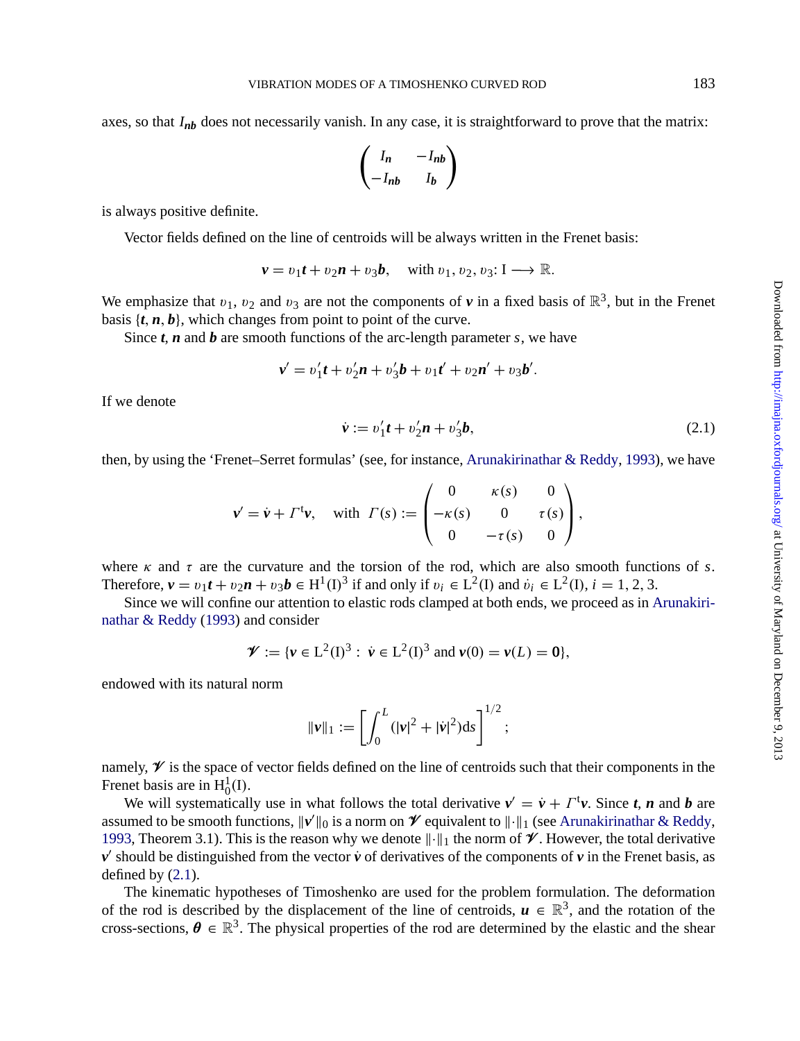axes, so that $I_{\boldsymbol{nb}}$ does not necessarily vanish. In any case, it is straightforward to prove that the matrix:

$$\begin{pmatrix} I_{\boldsymbol{n}} & -I_{\boldsymbol{nb}} \\ -I_{\boldsymbol{nb}} & I_{\boldsymbol{b}} \end{pmatrix}$$

is always positive definite.

Vector fields defined on the line of centroids will be always written in the Frenet basis:

$$\boldsymbol{v} = v_1 \boldsymbol{t} + v_2 \boldsymbol{n} + v_3 \boldsymbol{b}, \quad \text{with } v_1, v_2, v_3 \colon \mathrm{I} \longrightarrow \mathbb{R}.$$

We emphasize that $v_1$, $v_2$ and $v_3$ are not the components of $\boldsymbol{v}$ in a fixed basis of $\mathbb{R}^3$, but in the Frenet basis $\{\boldsymbol{t}, \boldsymbol{n}, \boldsymbol{b}\}$, which changes from point to point of the curve.

Since $\boldsymbol{t}$, $\boldsymbol{n}$ and $\boldsymbol{b}$ are smooth functions of the arc-length parameter $s$, we have

$$\boldsymbol{v}' = v_1' \boldsymbol{t} + v_2' \boldsymbol{n} + v_3' \boldsymbol{b} + v_1 \boldsymbol{t}' + v_2 \boldsymbol{n}' + v_3 \boldsymbol{b}'.$$

If we denote

$$\dot{\boldsymbol{v}} := v_1' \boldsymbol{t} + v_2' \boldsymbol{n} + v_3' \boldsymbol{b}, \tag{2.1}$$

then, by using the 'Frenet–Serret formulas' (see, for instance, Arunakirinathar & Reddy, 1993), we have

$$\boldsymbol{v}' = \dot{\boldsymbol{v}} + \Gamma^{\mathrm{t}} \boldsymbol{v}, \quad \text{with } \Gamma(s) := \begin{pmatrix} 0 & \kappa(s) & 0 \\ -\kappa(s) & 0 & \tau(s) \\ 0 & -\tau(s) & 0 \end{pmatrix},$$

where $\kappa$ and $\tau$ are the curvature and the torsion of the rod, which are also smooth functions of $s$. Therefore, $\boldsymbol{v} = v_1 \boldsymbol{t} + v_2 \boldsymbol{n} + v_3 \boldsymbol{b} \in \mathrm{H}^1(\mathrm{I})^3$ if and only if $v_i \in \mathrm{L}^2(\mathrm{I})$ and $\dot{v}_i \in \mathrm{L}^2(\mathrm{I})$, $i = 1, 2, 3$.

Since we will confine our attention to elastic rods clamped at both ends, we proceed as in Arunakirinathar & Reddy (1993) and consider

$$\mathscr{V} := \{\boldsymbol{v} \in \mathrm{L}^2(\mathrm{I})^3 : \dot{\boldsymbol{v}} \in \mathrm{L}^2(\mathrm{I})^3 \text{ and } \boldsymbol{v}(0) = \boldsymbol{v}(L) = \boldsymbol{0}\},$$

endowed with its natural norm

$$\|\boldsymbol{v}\|_1 := \left[ \int_0^L (|\boldsymbol{v}|^2 + |\dot{\boldsymbol{v}}|^2) \mathrm{d}s \right]^{1/2};$$

namely, $\mathscr{V}$ is the space of vector fields defined on the line of centroids such that their components in the Frenet basis are in $\mathrm{H}_0^1(\mathrm{I})$.

We will systematically use in what follows the total derivative $\boldsymbol{v}' = \dot{\boldsymbol{v}} + \Gamma^{\mathrm{t}} \boldsymbol{v}$. Since $\boldsymbol{t}$, $\boldsymbol{n}$ and $\boldsymbol{b}$ are assumed to be smooth functions, $\|\boldsymbol{v}'\|_0$ is a norm on $\mathscr{V}$ equivalent to $\|\cdot\|_1$ (see Arunakirinathar & Reddy, 1993, Theorem 3.1). This is the reason why we denote $\|\cdot\|_1$ the norm of $\mathscr{V}$. However, the total derivative $\boldsymbol{v}'$ should be distinguished from the vector $\dot{\boldsymbol{v}}$ of derivatives of the components of $\boldsymbol{v}$ in the Frenet basis, as defined by (2.1).

The kinematic hypotheses of Timoshenko are used for the problem formulation. The deformation of the rod is described by the displacement of the line of centroids, $\boldsymbol{u} \in \mathbb{R}^3$, and the rotation of the cross-sections, $\boldsymbol{\theta} \in \mathbb{R}^3$. The physical properties of the rod are determined by the elastic and the shear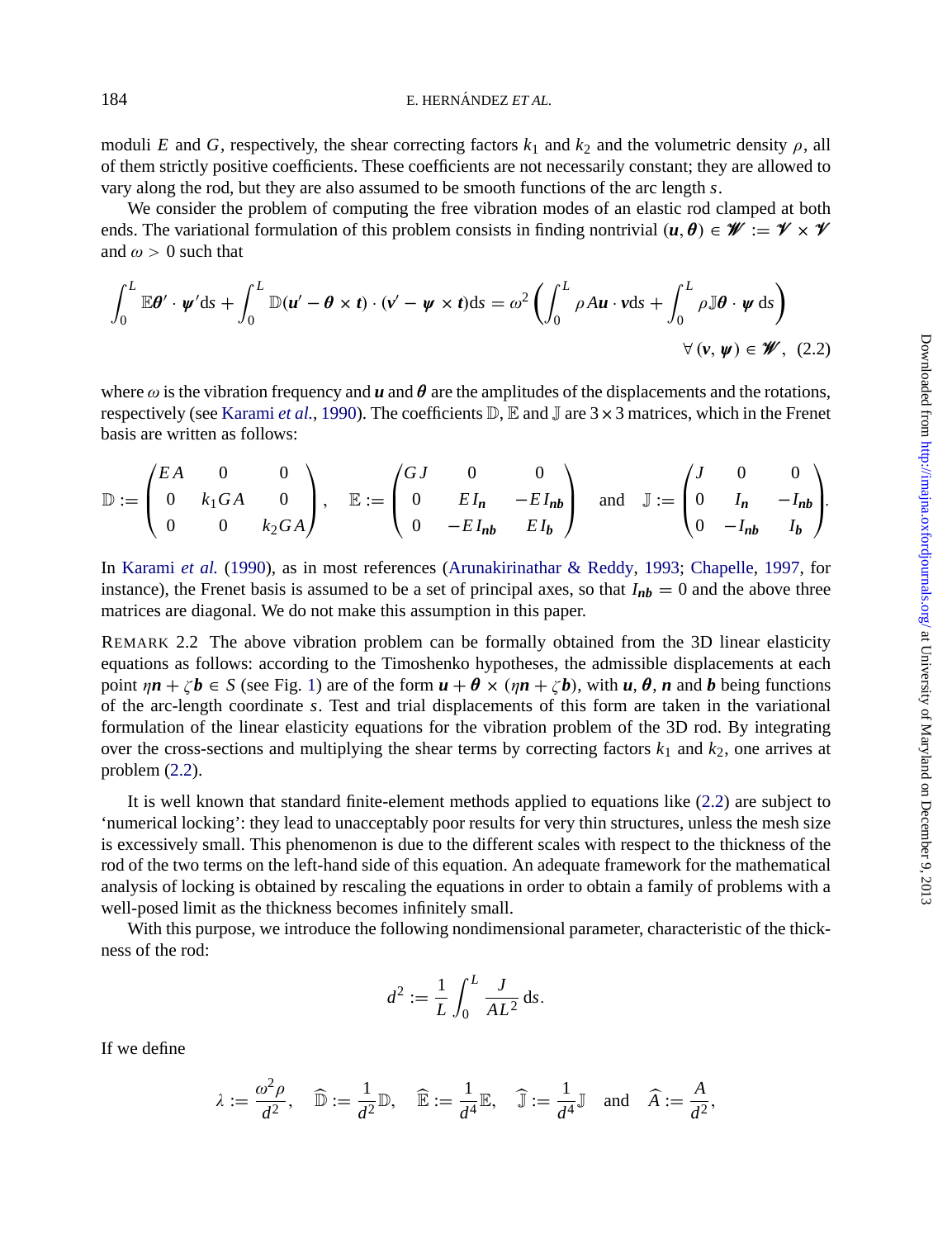moduli $E$ and $G$, respectively, the shear correcting factors $k_1$ and $k_2$ and the volumetric density $\rho$, all of them strictly positive coefficients. These coefficients are not necessarily constant; they are allowed to vary along the rod, but they are also assumed to be smooth functions of the arc length $s$.

We consider the problem of computing the free vibration modes of an elastic rod clamped at both ends. The variational formulation of this problem consists in finding nontrivial $(\boldsymbol{u}, \boldsymbol{\theta}) \in \mathscr{W} := \mathscr{V} \times \mathscr{V}$ and $\omega > 0$ such that

$$\int_0^L \mathbb{E}\boldsymbol{\theta}' \cdot \boldsymbol{\psi}' \mathrm{d}s + \int_0^L \mathbb{D}(\boldsymbol{u}' - \boldsymbol{\theta} \times \boldsymbol{t}) \cdot (\boldsymbol{v}' - \boldsymbol{\psi} \times \boldsymbol{t}) \mathrm{d}s = \omega^2 \left( \int_0^L \rho A \boldsymbol{u} \cdot \boldsymbol{v} \mathrm{d}s + \int_0^L \rho \mathbb{J}\boldsymbol{\theta} \cdot \boldsymbol{\psi} \, \mathrm{d}s \right) \quad \forall (\boldsymbol{v}, \boldsymbol{\psi}) \in \mathscr{W}, \tag{2.2}$$

where $\omega$ is the vibration frequency and $\boldsymbol{u}$ and $\boldsymbol{\theta}$ are the amplitudes of the displacements and the rotations, respectively (see Karami *et al.*, 1990). The coefficients $\mathbb{D}$, $\mathbb{E}$ and $\mathbb{J}$ are $3 \times 3$ matrices, which in the Frenet basis are written as follows:

$$\mathbb{D} := \begin{pmatrix} EA & 0 & 0 \\ 0 & k_1 GA & 0 \\ 0 & 0 & k_2 GA \end{pmatrix}, \quad \mathbb{E} := \begin{pmatrix} GJ & 0 & 0 \\ 0 & EI_{\boldsymbol{n}} & -EI_{\boldsymbol{nb}} \\ 0 & -EI_{\boldsymbol{nb}} & EI_{\boldsymbol{b}} \end{pmatrix} \quad \text{and} \quad \mathbb{J} := \begin{pmatrix} J & 0 & 0 \\ 0 & I_{\boldsymbol{n}} & -I_{\boldsymbol{nb}} \\ 0 & -I_{\boldsymbol{nb}} & I_{\boldsymbol{b}} \end{pmatrix}.$$

In Karami *et al.* (1990), as in most references (Arunakirinathar & Reddy, 1993; Chapelle, 1997, for instance), the Frenet basis is assumed to be a set of principal axes, so that $I_{\boldsymbol{nb}} = 0$ and the above three matrices are diagonal. We do not make this assumption in this paper.

REMARK 2.2 The above vibration problem can be formally obtained from the 3D linear elasticity equations as follows: according to the Timoshenko hypotheses, the admissible displacements at each point $\eta\boldsymbol{n} + \zeta\boldsymbol{b} \in S$ (see Fig. 1) are of the form $\boldsymbol{u} + \boldsymbol{\theta} \times (\eta\boldsymbol{n} + \zeta\boldsymbol{b})$, with $\boldsymbol{u}$, $\boldsymbol{\theta}$, $\boldsymbol{n}$ and $\boldsymbol{b}$ being functions of the arc-length coordinate $s$. Test and trial displacements of this form are taken in the variational formulation of the linear elasticity equations for the vibration problem of the 3D rod. By integrating over the cross-sections and multiplying the shear terms by correcting factors $k_1$ and $k_2$, one arrives at problem (2.2).

It is well known that standard finite-element methods applied to equations like (2.2) are subject to 'numerical locking': they lead to unacceptably poor results for very thin structures, unless the mesh size is excessively small. This phenomenon is due to the different scales with respect to the thickness of the rod of the two terms on the left-hand side of this equation. An adequate framework for the mathematical analysis of locking is obtained by rescaling the equations in order to obtain a family of problems with a well-posed limit as the thickness becomes infinitely small.

With this purpose, we introduce the following nondimensional parameter, characteristic of the thickness of the rod:

$$d^2 := \frac{1}{L} \int_0^L \frac{J}{AL^2} \, \mathrm{d}s.$$

If we define

$$\lambda := \frac{\omega^2 \rho}{d^2}, \quad \widehat{\mathbb{D}} := \frac{1}{d^2}\mathbb{D}, \quad \widehat{\mathbb{E}} := \frac{1}{d^4}\mathbb{E}, \quad \widehat{\mathbb{J}} := \frac{1}{d^4}\mathbb{J} \quad \text{and} \quad \widehat{A} := \frac{A}{d^2},$$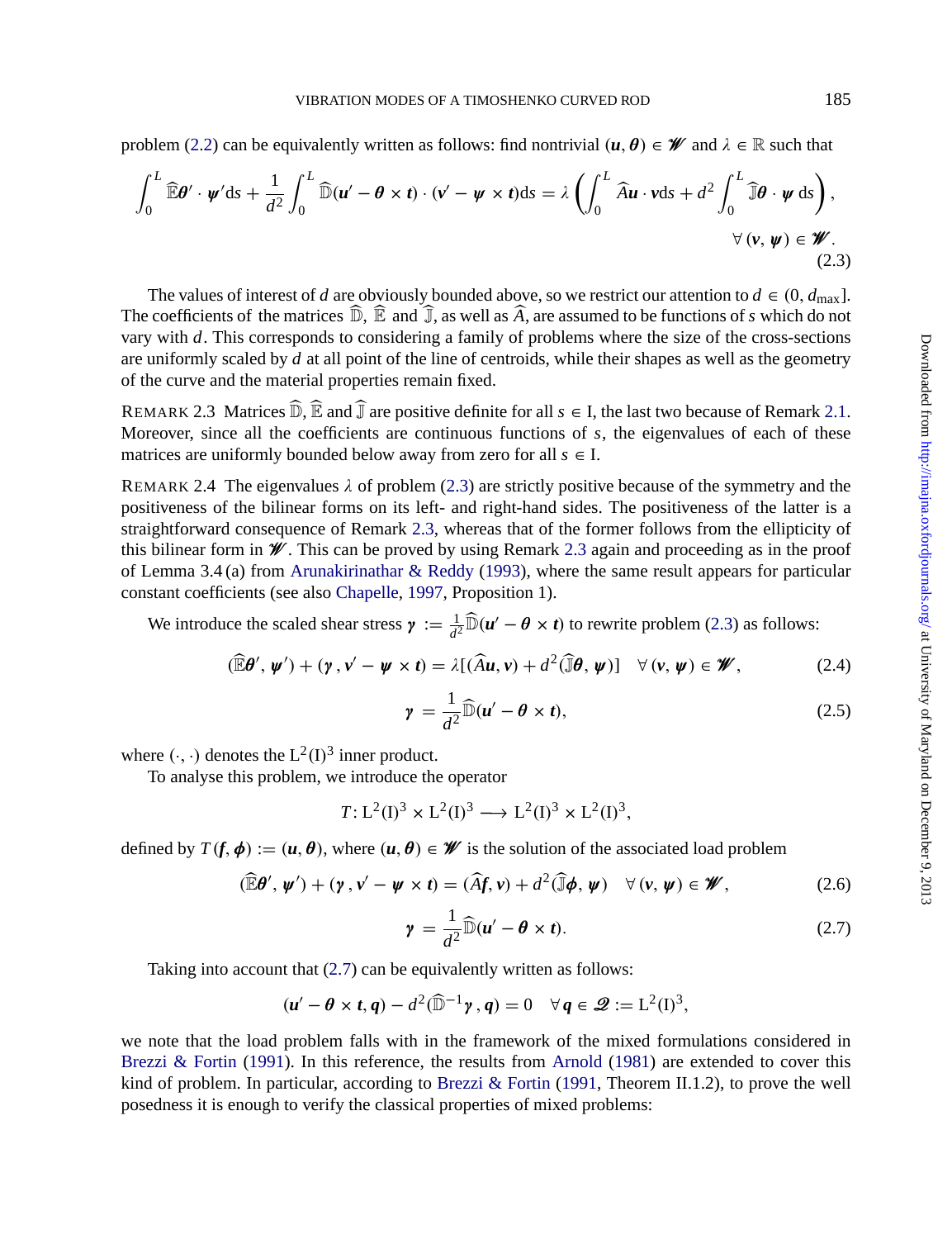problem (2.2) can be equivalently written as follows: find nontrivial $(\boldsymbol{u}, \boldsymbol{\theta}) \in \mathscr{W}$ and $\lambda \in \mathbb{R}$ such that

$$\int_0^L \widehat{\mathbb{E}}\boldsymbol{\theta}' \cdot \boldsymbol{\psi}' \mathrm{d}s + \frac{1}{d^2} \int_0^L \widehat{\mathbb{D}}(\boldsymbol{u}' - \boldsymbol{\theta} \times \boldsymbol{t}) \cdot (\boldsymbol{v}' - \boldsymbol{\psi} \times \boldsymbol{t}) \mathrm{d}s = \lambda \left( \int_0^L \widehat{A}\boldsymbol{u} \cdot \boldsymbol{v} \mathrm{d}s + d^2 \int_0^L \widehat{\mathbb{J}}\boldsymbol{\theta} \cdot \boldsymbol{\psi} \, \mathrm{d}s \right),$$
$$\forall (\boldsymbol{v}, \boldsymbol{\psi}) \in \mathscr{W}. \tag{2.3}$$

The values of interest of $d$ are obviously bounded above, so we restrict our attention to $d \in (0, d_{\max}]$. The coefficients of the matrices $\widehat{\mathbb{D}}$, $\widehat{\mathbb{E}}$ and $\widehat{\mathbb{J}}$, as well as $\widehat{A}$, are assumed to be functions of $s$ which do not vary with $d$. This corresponds to considering a family of problems where the size of the cross-sections are uniformly scaled by $d$ at all point of the line of centroids, while their shapes as well as the geometry of the curve and the material properties remain fixed.

REMARK 2.3 Matrices $\widehat{\mathbb{D}}$, $\widehat{\mathbb{E}}$ and $\widehat{\mathbb{J}}$ are positive definite for all $s \in \mathrm{I}$, the last two because of Remark 2.1. Moreover, since all the coefficients are continuous functions of $s$, the eigenvalues of each of these matrices are uniformly bounded below away from zero for all $s \in \mathrm{I}$.

REMARK 2.4 The eigenvalues $\lambda$ of problem (2.3) are strictly positive because of the symmetry and the positiveness of the bilinear forms on its left- and right-hand sides. The positiveness of the latter is a straightforward consequence of Remark 2.3, whereas that of the former follows from the ellipticity of this bilinear form in $\mathscr{W}$. This can be proved by using Remark 2.3 again and proceeding as in the proof of Lemma 3.4 (a) from Arunakirinathar & Reddy (1993), where the same result appears for particular constant coefficients (see also Chapelle, 1997, Proposition 1).

We introduce the scaled shear stress $\boldsymbol{\gamma} := \frac{1}{d^2}\widehat{\mathbb{D}}(\boldsymbol{u}' - \boldsymbol{\theta} \times \boldsymbol{t})$ to rewrite problem (2.3) as follows:

$$(\widehat{\mathbb{E}}\boldsymbol{\theta}', \boldsymbol{\psi}') + (\boldsymbol{\gamma}, \boldsymbol{v}' - \boldsymbol{\psi} \times \boldsymbol{t}) = \lambda[(\widehat{A}\boldsymbol{u}, \boldsymbol{v}) + d^2(\widehat{\mathbb{J}}\boldsymbol{\theta}, \boldsymbol{\psi})] \quad \forall (\boldsymbol{v}, \boldsymbol{\psi}) \in \mathscr{W}, \tag{2.4}$$

$$\boldsymbol{\gamma} = \frac{1}{d^2}\widehat{\mathbb{D}}(\boldsymbol{u}' - \boldsymbol{\theta} \times \boldsymbol{t}), \tag{2.5}$$

where $(\cdot, \cdot)$ denotes the $\mathrm{L}^2(\mathrm{I})^3$ inner product.

To analyse this problem, we introduce the operator

$$T \colon \mathrm{L}^2(\mathrm{I})^3 \times \mathrm{L}^2(\mathrm{I})^3 \longrightarrow \mathrm{L}^2(\mathrm{I})^3 \times \mathrm{L}^2(\mathrm{I})^3,$$

defined by $T(\boldsymbol{f}, \boldsymbol{\phi}) := (\boldsymbol{u}, \boldsymbol{\theta})$, where $(\boldsymbol{u}, \boldsymbol{\theta}) \in \mathscr{W}$ is the solution of the associated load problem

$$(\widehat{\mathbb{E}}\boldsymbol{\theta}', \boldsymbol{\psi}') + (\boldsymbol{\gamma}, \boldsymbol{v}' - \boldsymbol{\psi} \times \boldsymbol{t}) = (\widehat{A}\boldsymbol{f}, \boldsymbol{v}) + d^2(\widehat{\mathbb{J}}\boldsymbol{\phi}, \boldsymbol{\psi}) \quad \forall (\boldsymbol{v}, \boldsymbol{\psi}) \in \mathscr{W}, \tag{2.6}$$

$$\boldsymbol{\gamma} = \frac{1}{d^2}\widehat{\mathbb{D}}(\boldsymbol{u}' - \boldsymbol{\theta} \times \boldsymbol{t}). \tag{2.7}$$

Taking into account that (2.7) can be equivalently written as follows:

$$(\boldsymbol{u}' - \boldsymbol{\theta} \times \boldsymbol{t}, \boldsymbol{q}) - d^2(\widehat{\mathbb{D}}^{-1}\boldsymbol{\gamma}, \boldsymbol{q}) = 0 \quad \forall \boldsymbol{q} \in \mathscr{Q} := \mathrm{L}^2(\mathrm{I})^3,$$

we note that the load problem falls with in the framework of the mixed formulations considered in Brezzi & Fortin (1991). In this reference, the results from Arnold (1981) are extended to cover this kind of problem. In particular, according to Brezzi & Fortin (1991, Theorem II.1.2), to prove the well posedness it is enough to verify the classical properties of mixed problems: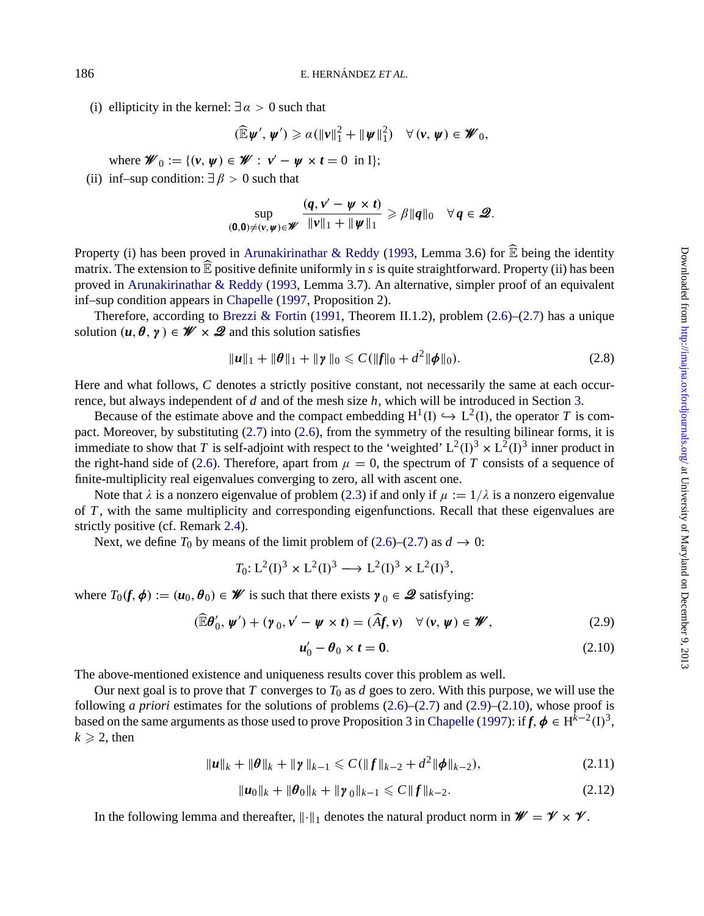(i) ellipticity in the kernel: $\exists\, \alpha > 0$ such that

$$(\widehat{\mathbb{E}}\boldsymbol{\psi}', \boldsymbol{\psi}') \geqslant \alpha(\|\boldsymbol{v}\|_1^2 + \|\boldsymbol{\psi}\|_1^2) \quad \forall\, (\boldsymbol{v}, \boldsymbol{\psi}) \in \mathscr{W}_0,$$

where $\mathscr{W}_0 := \{(\boldsymbol{v}, \boldsymbol{\psi}) \in \mathscr{W} : \boldsymbol{v}' - \boldsymbol{\psi} \times \boldsymbol{t} = 0 \text{ in I}\}$;

(ii) inf–sup condition: $\exists\, \beta > 0$ such that

$$\sup_{(\boldsymbol{0},\boldsymbol{0}) \neq (\boldsymbol{v},\boldsymbol{\psi}) \in \mathscr{W}} \frac{(\boldsymbol{q}, \boldsymbol{v}' - \boldsymbol{\psi} \times \boldsymbol{t})}{\|\boldsymbol{v}\|_1 + \|\boldsymbol{\psi}\|_1} \geqslant \beta \|\boldsymbol{q}\|_0 \quad \forall\, \boldsymbol{q} \in \mathscr{Q}.$$

Property (i) has been proved in Arunakirinathar & Reddy (1993, Lemma 3.6) for $\widehat{\mathbb{E}}$ being the identity matrix. The extension to $\widehat{\mathbb{E}}$ positive definite uniformly in $s$ is quite straightforward. Property (ii) has been proved in Arunakirinathar & Reddy (1993, Lemma 3.7). An alternative, simpler proof of an equivalent inf–sup condition appears in Chapelle (1997, Proposition 2).

Therefore, according to Brezzi & Fortin (1991, Theorem II.1.2), problem (2.6)–(2.7) has a unique solution $(\boldsymbol{u}, \boldsymbol{\theta}, \boldsymbol{\gamma}) \in \mathscr{W} \times \mathscr{Q}$ and this solution satisfies

$$\|\boldsymbol{u}\|_1 + \|\boldsymbol{\theta}\|_1 + \|\boldsymbol{\gamma}\|_0 \leqslant C(\|\boldsymbol{f}\|_0 + d^2\|\boldsymbol{\phi}\|_0). \tag{2.8}$$

Here and what follows, $C$ denotes a strictly positive constant, not necessarily the same at each occurrence, but always independent of $d$ and of the mesh size $h$, which will be introduced in Section 3.

Because of the estimate above and the compact embedding $\mathrm{H}^1(\mathrm{I}) \hookrightarrow \mathrm{L}^2(\mathrm{I})$, the operator $T$ is compact. Moreover, by substituting (2.7) into (2.6), from the symmetry of the resulting bilinear forms, it is immediate to show that $T$ is self-adjoint with respect to the 'weighted' $\mathrm{L}^2(\mathrm{I})^3 \times \mathrm{L}^2(\mathrm{I})^3$ inner product in the right-hand side of (2.6). Therefore, apart from $\mu = 0$, the spectrum of $T$ consists of a sequence of finite-multiplicity real eigenvalues converging to zero, all with ascent one.

Note that $\lambda$ is a nonzero eigenvalue of problem (2.3) if and only if $\mu := 1/\lambda$ is a nonzero eigenvalue of $T$, with the same multiplicity and corresponding eigenfunctions. Recall that these eigenvalues are strictly positive (cf. Remark 2.4).

Next, we define $T_0$ by means of the limit problem of (2.6)–(2.7) as $d \to 0$:

$$T_0 \colon \mathrm{L}^2(\mathrm{I})^3 \times \mathrm{L}^2(\mathrm{I})^3 \longrightarrow \mathrm{L}^2(\mathrm{I})^3 \times \mathrm{L}^2(\mathrm{I})^3,$$

where $T_0(\boldsymbol{f}, \boldsymbol{\phi}) := (\boldsymbol{u}_0, \boldsymbol{\theta}_0) \in \mathscr{W}$ is such that there exists $\boldsymbol{\gamma}_0 \in \mathscr{Q}$ satisfying:

$$(\widehat{\mathbb{E}}\boldsymbol{\theta}_0', \boldsymbol{\psi}') + (\boldsymbol{\gamma}_0, \boldsymbol{v}' - \boldsymbol{\psi} \times \boldsymbol{t}) = (\widehat{A}\boldsymbol{f}, \boldsymbol{v}) \quad \forall\, (\boldsymbol{v}, \boldsymbol{\psi}) \in \mathscr{W}, \tag{2.9}$$

$$\boldsymbol{u}_0' - \boldsymbol{\theta}_0 \times \boldsymbol{t} = \boldsymbol{0}. \tag{2.10}$$

The above-mentioned existence and uniqueness results cover this problem as well.

Our next goal is to prove that $T$ converges to $T_0$ as $d$ goes to zero. With this purpose, we will use the following *a priori* estimates for the solutions of problems (2.6)–(2.7) and (2.9)–(2.10), whose proof is based on the same arguments as those used to prove Proposition 3 in Chapelle (1997): if $\boldsymbol{f}, \boldsymbol{\phi} \in \mathrm{H}^{k-2}(\mathrm{I})^3$, $k \geqslant 2$, then

$$\|\boldsymbol{u}\|_k + \|\boldsymbol{\theta}\|_k + \|\boldsymbol{\gamma}\|_{k-1} \leqslant C(\|\boldsymbol{f}\|_{k-2} + d^2\|\boldsymbol{\phi}\|_{k-2}), \tag{2.11}$$

$$\|\boldsymbol{u}_0\|_k + \|\boldsymbol{\theta}_0\|_k + \|\boldsymbol{\gamma}_0\|_{k-1} \leqslant C\|\boldsymbol{f}\|_{k-2}. \tag{2.12}$$

In the following lemma and thereafter, $\|\cdot\|_1$ denotes the natural product norm in $\mathscr{W} = \mathscr{V} \times \mathscr{V}$.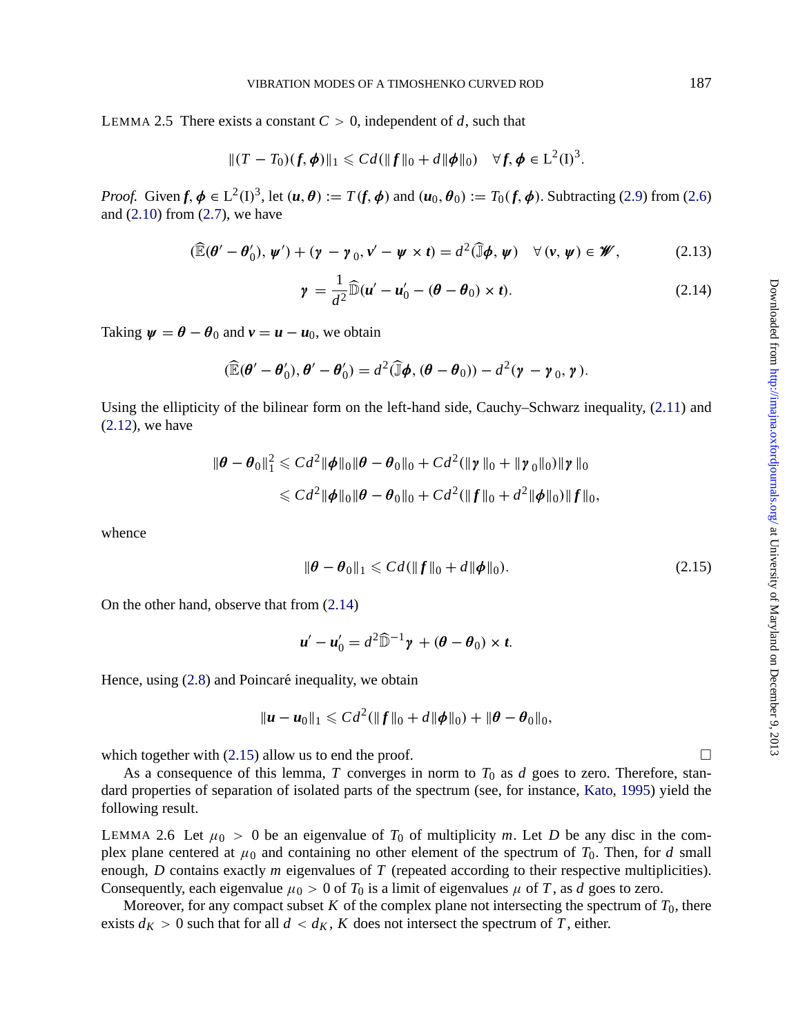LEMMA 2.5 There exists a constant $C > 0$, independent of $d$, such that

$$\|(T - T_0)(\boldsymbol{f}, \boldsymbol{\phi})\|_1 \leqslant Cd(\|\boldsymbol{f}\|_0 + d\|\boldsymbol{\phi}\|_0) \quad \forall \boldsymbol{f}, \boldsymbol{\phi} \in \mathrm{L}^2(\mathrm{I})^3.$$

*Proof.* Given $\boldsymbol{f}, \boldsymbol{\phi} \in \mathrm{L}^2(\mathrm{I})^3$, let $(\boldsymbol{u}, \boldsymbol{\theta}) := T(\boldsymbol{f}, \boldsymbol{\phi})$ and $(\boldsymbol{u}_0, \boldsymbol{\theta}_0) := T_0(\boldsymbol{f}, \boldsymbol{\phi})$. Subtracting (2.9) from (2.6) and (2.10) from (2.7), we have

$$(\widehat{\mathbb{E}}(\boldsymbol{\theta}' - \boldsymbol{\theta}_0'), \boldsymbol{\psi}') + (\boldsymbol{\gamma} - \boldsymbol{\gamma}_0, \boldsymbol{v}' - \boldsymbol{\psi} \times \boldsymbol{t}) = d^2(\widehat{\mathbb{J}}\boldsymbol{\phi}, \boldsymbol{\psi}) \quad \forall (\boldsymbol{v}, \boldsymbol{\psi}) \in \mathscr{W}, \tag{2.13}$$

$$\boldsymbol{\gamma} = \frac{1}{d^2}\widehat{\mathbb{D}}(\boldsymbol{u}' - \boldsymbol{u}_0' - (\boldsymbol{\theta} - \boldsymbol{\theta}_0) \times \boldsymbol{t}). \tag{2.14}$$

Taking $\boldsymbol{\psi} = \boldsymbol{\theta} - \boldsymbol{\theta}_0$ and $\boldsymbol{v} = \boldsymbol{u} - \boldsymbol{u}_0$, we obtain

$$(\widehat{\mathbb{E}}(\boldsymbol{\theta}' - \boldsymbol{\theta}_0'), \boldsymbol{\theta}' - \boldsymbol{\theta}_0') = d^2(\widehat{\mathbb{J}}\boldsymbol{\phi}, (\boldsymbol{\theta} - \boldsymbol{\theta}_0)) - d^2(\boldsymbol{\gamma} - \boldsymbol{\gamma}_0, \boldsymbol{\gamma}).$$

Using the ellipticity of the bilinear form on the left-hand side, Cauchy–Schwarz inequality, (2.11) and (2.12), we have

$$\begin{aligned}
\|\boldsymbol{\theta} - \boldsymbol{\theta}_0\|_1^2 &\leqslant Cd^2\|\boldsymbol{\phi}\|_0\|\boldsymbol{\theta} - \boldsymbol{\theta}_0\|_0 + Cd^2(\|\boldsymbol{\gamma}\|_0 + \|\boldsymbol{\gamma}_0\|_0)\|\boldsymbol{\gamma}\|_0 \\
&\leqslant Cd^2\|\boldsymbol{\phi}\|_0\|\boldsymbol{\theta} - \boldsymbol{\theta}_0\|_0 + Cd^2(\|\boldsymbol{f}\|_0 + d^2\|\boldsymbol{\phi}\|_0)\|\boldsymbol{f}\|_0,
\end{aligned}$$

whence

$$\|\boldsymbol{\theta} - \boldsymbol{\theta}_0\|_1 \leqslant Cd(\|\boldsymbol{f}\|_0 + d\|\boldsymbol{\phi}\|_0). \tag{2.15}$$

On the other hand, observe that from (2.14)

$$\boldsymbol{u}' - \boldsymbol{u}_0' = d^2\widehat{\mathbb{D}}^{-1}\boldsymbol{\gamma} + (\boldsymbol{\theta} - \boldsymbol{\theta}_0) \times \boldsymbol{t}.$$

Hence, using (2.8) and Poincaré inequality, we obtain

$$\|\boldsymbol{u} - \boldsymbol{u}_0\|_1 \leqslant Cd^2(\|\boldsymbol{f}\|_0 + d\|\boldsymbol{\phi}\|_0) + \|\boldsymbol{\theta} - \boldsymbol{\theta}_0\|_0,$$

which together with (2.15) allow us to end the proof. □

As a consequence of this lemma, $T$ converges in norm to $T_0$ as $d$ goes to zero. Therefore, standard properties of separation of isolated parts of the spectrum (see, for instance, Kato, 1995) yield the following result.

LEMMA 2.6 Let $\mu_0 > 0$ be an eigenvalue of $T_0$ of multiplicity $m$. Let $D$ be any disc in the complex plane centered at $\mu_0$ and containing no other element of the spectrum of $T_0$. Then, for $d$ small enough, $D$ contains exactly $m$ eigenvalues of $T$ (repeated according to their respective multiplicities). Consequently, each eigenvalue $\mu_0 > 0$ of $T_0$ is a limit of eigenvalues $\mu$ of $T$, as $d$ goes to zero.

Moreover, for any compact subset $K$ of the complex plane not intersecting the spectrum of $T_0$, there exists $d_K > 0$ such that for all $d < d_K$, $K$ does not intersect the spectrum of $T$, either.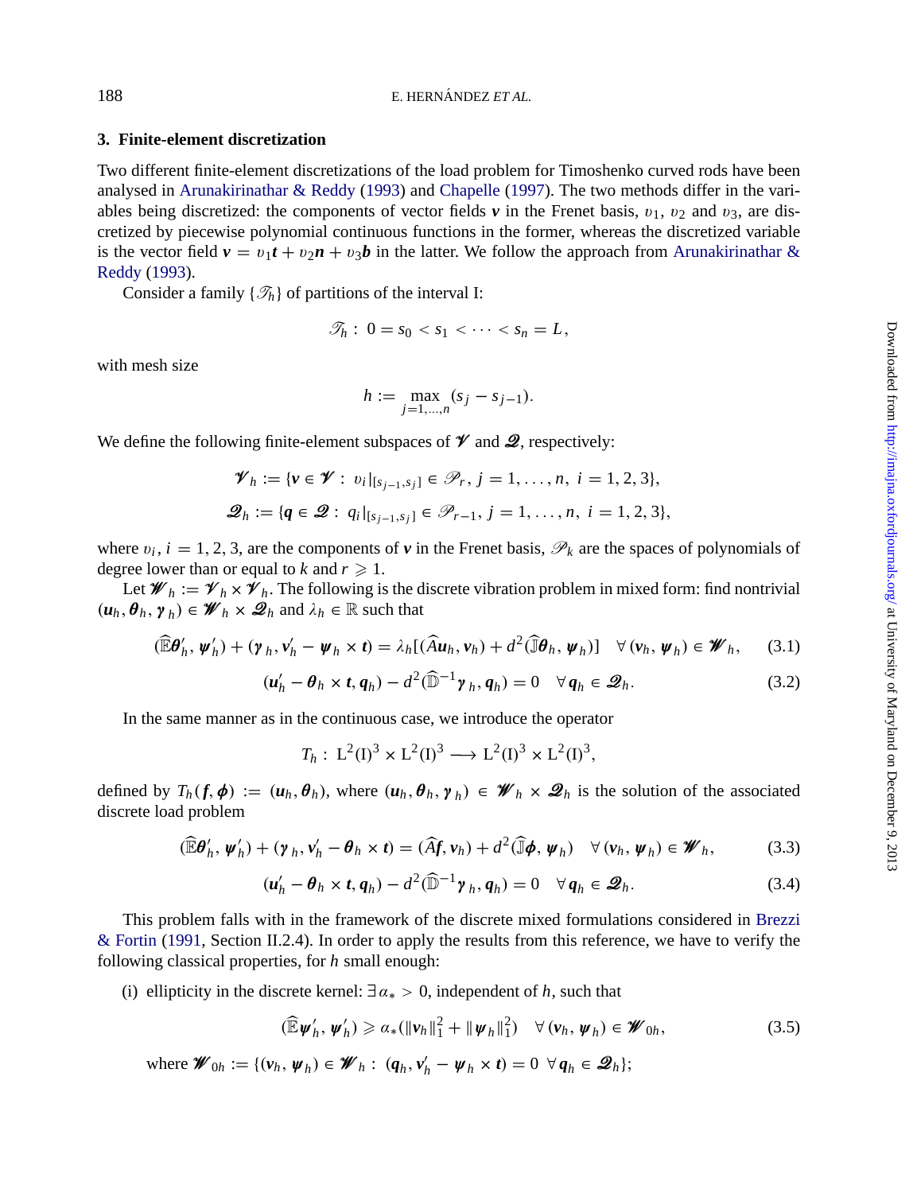## 3. Finite-element discretization

Two different finite-element discretizations of the load problem for Timoshenko curved rods have been analysed in Arunakirinathar & Reddy (1993) and Chapelle (1997). The two methods differ in the variables being discretized: the components of vector fields $\boldsymbol{v}$ in the Frenet basis, $v_1$, $v_2$ and $v_3$, are discretized by piecewise polynomial continuous functions in the former, whereas the discretized variable is the vector field $\boldsymbol{v} = v_1\boldsymbol{t} + v_2\boldsymbol{n} + v_3\boldsymbol{b}$ in the latter. We follow the approach from Arunakirinathar & Reddy (1993).

Consider a family $\{\mathscr{T}_h\}$ of partitions of the interval I:

$$\mathscr{T}_h : \ 0 = s_0 < s_1 < \cdots < s_n = L,$$

with mesh size

$$h := \max_{j=1,\ldots,n} (s_j - s_{j-1}).$$

We define the following finite-element subspaces of $\mathscr{V}$ and $\mathscr{Q}$, respectively:

$$\mathscr{V}_h := \{\boldsymbol{v} \in \mathscr{V} : \ v_i|_{[s_{j-1},s_j]} \in \mathscr{P}_r, \ j = 1, \ldots, n, \ i = 1, 2, 3\},$$

$$\mathscr{Q}_h := \{\boldsymbol{q} \in \mathscr{Q} : \ q_i|_{[s_{j-1},s_j]} \in \mathscr{P}_{r-1}, \ j = 1, \ldots, n, \ i = 1, 2, 3\},$$

where $v_i$, $i = 1, 2, 3$, are the components of $\boldsymbol{v}$ in the Frenet basis, $\mathscr{P}_k$ are the spaces of polynomials of degree lower than or equal to $k$ and $r \geqslant 1$.

Let $\mathscr{W}_h := \mathscr{V}_h \times \mathscr{V}_h$. The following is the discrete vibration problem in mixed form: find nontrivial $(\boldsymbol{u}_h, \boldsymbol{\theta}_h, \boldsymbol{\gamma}_h) \in \mathscr{W}_h \times \mathscr{Q}_h$ and $\lambda_h \in \mathbb{R}$ such that

$$(\widehat{\mathbb{E}}\boldsymbol{\theta}_h', \boldsymbol{\psi}_h') + (\boldsymbol{\gamma}_h, \boldsymbol{v}_h' - \boldsymbol{\psi}_h \times \boldsymbol{t}) = \lambda_h[(\widehat{A}\boldsymbol{u}_h, \boldsymbol{v}_h) + d^2(\widehat{\mathbb{J}}\boldsymbol{\theta}_h, \boldsymbol{\psi}_h)] \quad \forall (\boldsymbol{v}_h, \boldsymbol{\psi}_h) \in \mathscr{W}_h, \tag{3.1}$$

$$(\boldsymbol{u}_h' - \boldsymbol{\theta}_h \times \boldsymbol{t}, \boldsymbol{q}_h) - d^2(\widehat{\mathbb{D}}^{-1}\boldsymbol{\gamma}_h, \boldsymbol{q}_h) = 0 \quad \forall \boldsymbol{q}_h \in \mathscr{Q}_h. \tag{3.2}$$

In the same manner as in the continuous case, we introduce the operator

$$T_h : \ \mathrm{L}^2(\mathrm{I})^3 \times \mathrm{L}^2(\mathrm{I})^3 \longrightarrow \mathrm{L}^2(\mathrm{I})^3 \times \mathrm{L}^2(\mathrm{I})^3,$$

defined by $T_h(\boldsymbol{f}, \boldsymbol{\phi}) := (\boldsymbol{u}_h, \boldsymbol{\theta}_h)$, where $(\boldsymbol{u}_h, \boldsymbol{\theta}_h, \boldsymbol{\gamma}_h) \in \mathscr{W}_h \times \mathscr{Q}_h$ is the solution of the associated discrete load problem

$$(\widehat{\mathbb{E}}\boldsymbol{\theta}_h', \boldsymbol{\psi}_h') + (\boldsymbol{\gamma}_h, \boldsymbol{v}_h' - \boldsymbol{\theta}_h \times \boldsymbol{t}) = (\widehat{A}\boldsymbol{f}, \boldsymbol{v}_h) + d^2(\widehat{\mathbb{J}}\boldsymbol{\phi}, \boldsymbol{\psi}_h) \quad \forall (\boldsymbol{v}_h, \boldsymbol{\psi}_h) \in \mathscr{W}_h, \tag{3.3}$$

$$(\boldsymbol{u}_h' - \boldsymbol{\theta}_h \times \boldsymbol{t}, \boldsymbol{q}_h) - d^2(\widehat{\mathbb{D}}^{-1}\boldsymbol{\gamma}_h, \boldsymbol{q}_h) = 0 \quad \forall \boldsymbol{q}_h \in \mathscr{Q}_h. \tag{3.4}$$

This problem falls with in the framework of the discrete mixed formulations considered in Brezzi & Fortin (1991, Section II.2.4). In order to apply the results from this reference, we have to verify the following classical properties, for $h$ small enough:

(i) ellipticity in the discrete kernel: $\exists\, \alpha_* > 0$, independent of $h$, such that

$$(\widehat{\mathbb{E}}\boldsymbol{\psi}_h', \boldsymbol{\psi}_h') \geqslant \alpha_*(\|\boldsymbol{v}_h\|_1^2 + \|\boldsymbol{\psi}_h\|_1^2) \quad \forall (\boldsymbol{v}_h, \boldsymbol{\psi}_h) \in \mathscr{W}_{0h}, \tag{3.5}$$

where $\mathscr{W}_{0h} := \{(\boldsymbol{v}_h, \boldsymbol{\psi}_h) \in \mathscr{W}_h : \ (\boldsymbol{q}_h, \boldsymbol{v}_h' - \boldsymbol{\psi}_h \times \boldsymbol{t}) = 0 \ \forall \boldsymbol{q}_h \in \mathscr{Q}_h\}$;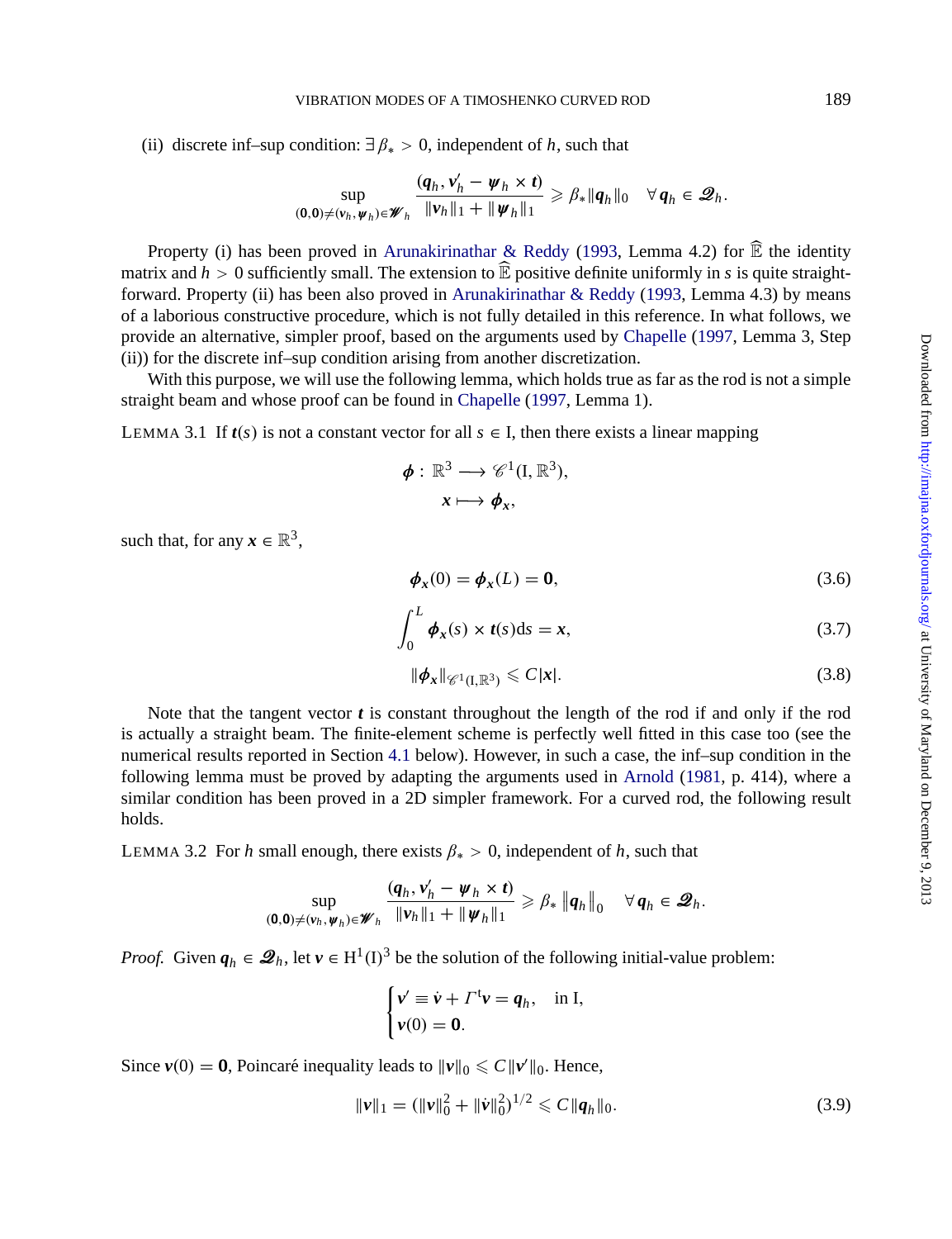(ii) discrete inf–sup condition: $\exists\, \beta_* > 0$, independent of $h$, such that

$$\sup_{(\mathbf{0},\mathbf{0})\neq(\boldsymbol{v}_h,\boldsymbol{\psi}_h)\in\mathscr{W}_h} \frac{(\boldsymbol{q}_h, \boldsymbol{v}_h' - \boldsymbol{\psi}_h \times \boldsymbol{t})}{\|\boldsymbol{v}_h\|_1 + \|\boldsymbol{\psi}_h\|_1} \geqslant \beta_* \|\boldsymbol{q}_h\|_0 \quad \forall\, \boldsymbol{q}_h \in \mathscr{Q}_h.$$

Property (i) has been proved in Arunakirinathar & Reddy (1993, Lemma 4.2) for $\widehat{\mathbb{E}}$ the identity matrix and $h > 0$ sufficiently small. The extension to $\widehat{\mathbb{E}}$ positive definite uniformly in $s$ is quite straightforward. Property (ii) has been also proved in Arunakirinathar & Reddy (1993, Lemma 4.3) by means of a laborious constructive procedure, which is not fully detailed in this reference. In what follows, we provide an alternative, simpler proof, based on the arguments used by Chapelle (1997, Lemma 3, Step (ii)) for the discrete inf–sup condition arising from another discretization.

With this purpose, we will use the following lemma, which holds true as far as the rod is not a simple straight beam and whose proof can be found in Chapelle (1997, Lemma 1).

LEMMA 3.1 If $\boldsymbol{t}(s)$ is not a constant vector for all $s \in \mathrm{I}$, then there exists a linear mapping

$$\begin{aligned} \boldsymbol{\phi} : \mathbb{R}^3 &\longrightarrow \mathscr{C}^1(\mathrm{I}, \mathbb{R}^3), \\ \boldsymbol{x} &\longmapsto \boldsymbol{\phi}_{\boldsymbol{x}}, \end{aligned}$$

such that, for any $\boldsymbol{x} \in \mathbb{R}^3$,

$$\boldsymbol{\phi}_{\boldsymbol{x}}(0) = \boldsymbol{\phi}_{\boldsymbol{x}}(L) = \mathbf{0}, \tag{3.6}$$

$$\int_0^L \boldsymbol{\phi}_{\boldsymbol{x}}(s) \times \boldsymbol{t}(s)\,\mathrm{d}s = \boldsymbol{x}, \tag{3.7}$$

$$\|\boldsymbol{\phi}_{\boldsymbol{x}}\|_{\mathscr{C}^1(\mathrm{I},\mathbb{R}^3)} \leqslant C|\boldsymbol{x}|. \tag{3.8}$$

Note that the tangent vector $\boldsymbol{t}$ is constant throughout the length of the rod if and only if the rod is actually a straight beam. The finite-element scheme is perfectly well fitted in this case too (see the numerical results reported in Section 4.1 below). However, in such a case, the inf–sup condition in the following lemma must be proved by adapting the arguments used in Arnold (1981, p. 414), where a similar condition has been proved in a 2D simpler framework. For a curved rod, the following result holds.

LEMMA 3.2 For $h$ small enough, there exists $\beta_* > 0$, independent of $h$, such that

$$\sup_{(\mathbf{0},\mathbf{0})\neq(\boldsymbol{v}_h,\boldsymbol{\psi}_h)\in\mathscr{W}_h} \frac{(\boldsymbol{q}_h, \boldsymbol{v}_h' - \boldsymbol{\psi}_h \times \boldsymbol{t})}{\|\boldsymbol{v}_h\|_1 + \|\boldsymbol{\psi}_h\|_1} \geqslant \beta_* \left\|\boldsymbol{q}_h\right\|_0 \quad \forall\, \boldsymbol{q}_h \in \mathscr{Q}_h.$$

*Proof.* Given $\boldsymbol{q}_h \in \mathscr{Q}_h$, let $\boldsymbol{v} \in \mathrm{H}^1(\mathrm{I})^3$ be the solution of the following initial-value problem:

$$\begin{cases} \boldsymbol{v}' \equiv \dot{\boldsymbol{v}} + \Gamma^{\mathrm{t}}\boldsymbol{v} = \boldsymbol{q}_h, & \text{in I}, \\ \boldsymbol{v}(0) = \mathbf{0}. \end{cases}$$

Since $\boldsymbol{v}(0) = \mathbf{0}$, Poincaré inequality leads to $\|\boldsymbol{v}\|_0 \leqslant C\|\boldsymbol{v}'\|_0$. Hence,

$$\|\boldsymbol{v}\|_1 = (\|\boldsymbol{v}\|_0^2 + \|\dot{\boldsymbol{v}}\|_0^2)^{1/2} \leqslant C\|\boldsymbol{q}_h\|_0. \tag{3.9}$$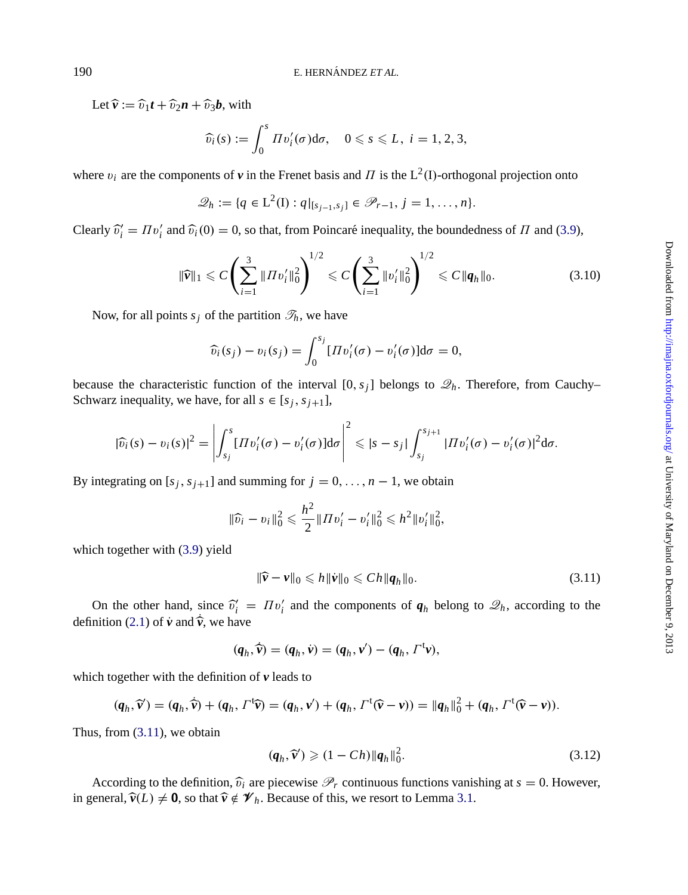Let $\widehat{\boldsymbol{v}} := \widehat{v}_1 \boldsymbol{t} + \widehat{v}_2 \boldsymbol{n} + \widehat{v}_3 \boldsymbol{b}$, with

$$\widehat{v}_i(s) := \int_0^s \Pi v_i'(\sigma)\mathrm{d}\sigma, \quad 0 \leqslant s \leqslant L,\ i = 1, 2, 3,$$

where $v_i$ are the components of $\boldsymbol{v}$ in the Frenet basis and $\Pi$ is the $\mathrm{L}^2(\mathrm{I})$-orthogonal projection onto

$$\mathscr{Q}_h := \{q \in \mathrm{L}^2(\mathrm{I}) : q|_{[s_{j-1}, s_j]} \in \mathscr{P}_{r-1},\ j = 1, \ldots, n\}.$$

Clearly $\widehat{v}_i' = \Pi v_i'$ and $\widehat{v}_i(0) = 0$, so that, from Poincaré inequality, the boundedness of $\Pi$ and (3.9),

$$\|\widehat{\boldsymbol{v}}\|_1 \leqslant C \left( \sum_{i=1}^{3} \|\Pi v_i'\|_0^2 \right)^{1/2} \leqslant C \left( \sum_{i=1}^{3} \|v_i'\|_0^2 \right)^{1/2} \leqslant C \|\boldsymbol{q}_h\|_0. \tag{3.10}$$

Now, for all points $s_j$ of the partition $\mathscr{T}_h$, we have

$$\widehat{v}_i(s_j) - v_i(s_j) = \int_0^{s_j} [\Pi v_i'(\sigma) - v_i'(\sigma)]\mathrm{d}\sigma = 0,$$

because the characteristic function of the interval $[0, s_j]$ belongs to $\mathscr{Q}_h$. Therefore, from Cauchy–Schwarz inequality, we have, for all $s \in [s_j, s_{j+1}]$,

$$|\widehat{v}_i(s) - v_i(s)|^2 = \left| \int_{s_j}^{s} [\Pi v_i'(\sigma) - v_i'(\sigma)]\mathrm{d}\sigma \right|^2 \leqslant |s - s_j| \int_{s_j}^{s_{j+1}} |\Pi v_i'(\sigma) - v_i'(\sigma)|^2 \mathrm{d}\sigma.$$

By integrating on $[s_j, s_{j+1}]$ and summing for $j = 0, \ldots, n-1$, we obtain

$$\|\widehat{v}_i - v_i\|_0^2 \leqslant \frac{h^2}{2} \|\Pi v_i' - v_i'\|_0^2 \leqslant h^2 \|v_i'\|_0^2,$$

which together with (3.9) yield

$$\|\widehat{\boldsymbol{v}} - \boldsymbol{v}\|_0 \leqslant h \|\dot{\boldsymbol{v}}\|_0 \leqslant Ch \|\boldsymbol{q}_h\|_0. \tag{3.11}$$

On the other hand, since $\widehat{v}_i' = \Pi v_i'$ and the components of $\boldsymbol{q}_h$ belong to $\mathscr{Q}_h$, according to the definition (2.1) of $\dot{\boldsymbol{v}}$ and $\dot{\widehat{\boldsymbol{v}}}$, we have

$$(\boldsymbol{q}_h, \dot{\widehat{\boldsymbol{v}}}) = (\boldsymbol{q}_h, \dot{\boldsymbol{v}}) = (\boldsymbol{q}_h, \boldsymbol{v}') - (\boldsymbol{q}_h, \Gamma^{\mathrm{t}} \boldsymbol{v}),$$

which together with the definition of $\boldsymbol{v}$ leads to

$$(\boldsymbol{q}_h, \widehat{\boldsymbol{v}}') = (\boldsymbol{q}_h, \dot{\widehat{\boldsymbol{v}}}) + (\boldsymbol{q}_h, \Gamma^{\mathrm{t}} \widehat{\boldsymbol{v}}) = (\boldsymbol{q}_h, \boldsymbol{v}') + (\boldsymbol{q}_h, \Gamma^{\mathrm{t}}(\widehat{\boldsymbol{v}} - \boldsymbol{v})) = \|\boldsymbol{q}_h\|_0^2 + (\boldsymbol{q}_h, \Gamma^{\mathrm{t}}(\widehat{\boldsymbol{v}} - \boldsymbol{v})).$$

Thus, from (3.11), we obtain

$$(\boldsymbol{q}_h, \widehat{\boldsymbol{v}}') \geqslant (1 - Ch) \|\boldsymbol{q}_h\|_0^2. \tag{3.12}$$

According to the definition, $\widehat{v}_i$ are piecewise $\mathscr{P}_r$ continuous functions vanishing at $s = 0$. However, in general, $\widehat{\boldsymbol{v}}(L) \neq \boldsymbol{0}$, so that $\widehat{\boldsymbol{v}} \notin \boldsymbol{\mathscr{V}}_h$. Because of this, we resort to Lemma 3.1.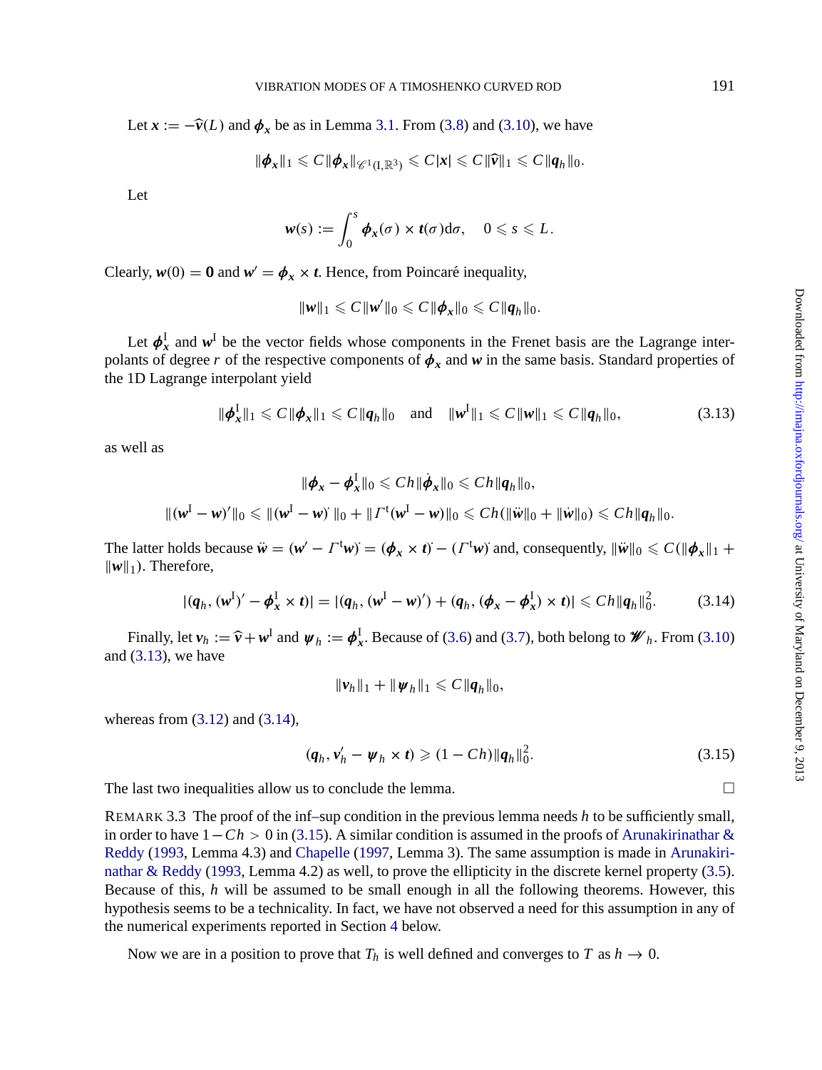Let $\boldsymbol{x} := -\widehat{\boldsymbol{v}}(L)$ and $\boldsymbol{\phi}_{\boldsymbol{x}}$ be as in Lemma 3.1. From (3.8) and (3.10), we have

$$\|\boldsymbol{\phi}_{\boldsymbol{x}}\|_1 \leqslant C\|\boldsymbol{\phi}_{\boldsymbol{x}}\|_{\mathscr{C}^1(\mathrm{I},\mathbb{R}^3)} \leqslant C|\boldsymbol{x}| \leqslant C\|\widehat{\boldsymbol{v}}\|_1 \leqslant C\|\boldsymbol{q}_h\|_0.$$

Let

$$\boldsymbol{w}(s) := \int_0^s \boldsymbol{\phi}_{\boldsymbol{x}}(\sigma) \times \boldsymbol{t}(\sigma)\mathrm{d}\sigma, \quad 0 \leqslant s \leqslant L.$$

Clearly, $\boldsymbol{w}(0) = \mathbf{0}$ and $\boldsymbol{w}' = \boldsymbol{\phi}_{\boldsymbol{x}} \times \boldsymbol{t}$. Hence, from Poincaré inequality,

$$\|\boldsymbol{w}\|_1 \leqslant C\|\boldsymbol{w}'\|_0 \leqslant C\|\boldsymbol{\phi}_{\boldsymbol{x}}\|_0 \leqslant C\|\boldsymbol{q}_h\|_0.$$

Let $\boldsymbol{\phi}_{\boldsymbol{x}}^{\mathrm{I}}$ and $\boldsymbol{w}^{\mathrm{I}}$ be the vector fields whose components in the Frenet basis are the Lagrange interpolants of degree $r$ of the respective components of $\boldsymbol{\phi}_{\boldsymbol{x}}$ and $\boldsymbol{w}$ in the same basis. Standard properties of the 1D Lagrange interpolant yield

$$\|\boldsymbol{\phi}_{\boldsymbol{x}}^{\mathrm{I}}\|_1 \leqslant C\|\boldsymbol{\phi}_{\boldsymbol{x}}\|_1 \leqslant C\|\boldsymbol{q}_h\|_0 \quad \text{and} \quad \|\boldsymbol{w}^{\mathrm{I}}\|_1 \leqslant C\|\boldsymbol{w}\|_1 \leqslant C\|\boldsymbol{q}_h\|_0, \tag{3.13}$$

as well as

$$\|\boldsymbol{\phi}_{\boldsymbol{x}} - \boldsymbol{\phi}_{\boldsymbol{x}}^{\mathrm{I}}\|_0 \leqslant Ch\|\dot{\boldsymbol{\phi}}_{\boldsymbol{x}}\|_0 \leqslant Ch\|\boldsymbol{q}_h\|_0,$$

$$\|(\boldsymbol{w}^{\mathrm{I}} - \boldsymbol{w})'\|_0 \leqslant \|(\boldsymbol{w}^{\mathrm{I}} - \boldsymbol{w})^{\dot{}}\|_0 + \|\Gamma^{\mathrm{t}}(\boldsymbol{w}^{\mathrm{I}} - \boldsymbol{w})\|_0 \leqslant Ch(\|\ddot{\boldsymbol{w}}\|_0 + \|\dot{\boldsymbol{w}}\|_0) \leqslant Ch\|\boldsymbol{q}_h\|_0.$$

The latter holds because $\ddot{\boldsymbol{w}} = (\boldsymbol{w}' - \Gamma^{\mathrm{t}}\boldsymbol{w})^{\dot{}} = (\boldsymbol{\phi}_{\boldsymbol{x}} \times \boldsymbol{t})^{\dot{}} - (\Gamma^{\mathrm{t}}\boldsymbol{w})^{\dot{}}$ and, consequently, $\|\ddot{\boldsymbol{w}}\|_0 \leqslant C(\|\boldsymbol{\phi}_{\boldsymbol{x}}\|_1 + \|\boldsymbol{w}\|_1)$. Therefore,

$$|(\boldsymbol{q}_h, (\boldsymbol{w}^{\mathrm{I}})' - \boldsymbol{\phi}_{\boldsymbol{x}}^{\mathrm{I}} \times \boldsymbol{t})| = |(\boldsymbol{q}_h, (\boldsymbol{w}^{\mathrm{I}} - \boldsymbol{w})') + (\boldsymbol{q}_h, (\boldsymbol{\phi}_{\boldsymbol{x}} - \boldsymbol{\phi}_{\boldsymbol{x}}^{\mathrm{I}}) \times \boldsymbol{t})| \leqslant Ch\|\boldsymbol{q}_h\|_0^2. \tag{3.14}$$

Finally, let $\boldsymbol{v}_h := \widehat{\boldsymbol{v}} + \boldsymbol{w}^{\mathrm{I}}$ and $\boldsymbol{\psi}_h := \boldsymbol{\phi}_{\boldsymbol{x}}^{\mathrm{I}}$. Because of (3.6) and (3.7), both belong to $\mathscr{W}_h$. From (3.10) and (3.13), we have

$$\|\boldsymbol{v}_h\|_1 + \|\boldsymbol{\psi}_h\|_1 \leqslant C\|\boldsymbol{q}_h\|_0,$$

whereas from (3.12) and (3.14),

$$(\boldsymbol{q}_h, \boldsymbol{v}_h' - \boldsymbol{\psi}_h \times \boldsymbol{t}) \geqslant (1 - Ch)\|\boldsymbol{q}_h\|_0^2. \tag{3.15}$$

The last two inequalities allow us to conclude the lemma. □

REMARK 3.3 The proof of the inf–sup condition in the previous lemma needs $h$ to be sufficiently small, in order to have $1 - Ch > 0$ in (3.15). A similar condition is assumed in the proofs of Arunakirinathar & Reddy (1993, Lemma 4.3) and Chapelle (1997, Lemma 3). The same assumption is made in Arunakirinathar & Reddy (1993, Lemma 4.2) as well, to prove the ellipticity in the discrete kernel property (3.5). Because of this, $h$ will be assumed to be small enough in all the following theorems. However, this hypothesis seems to be a technicality. In fact, we have not observed a need for this assumption in any of the numerical experiments reported in Section 4 below.

Now we are in a position to prove that $T_h$ is well defined and converges to $T$ as $h \to 0$.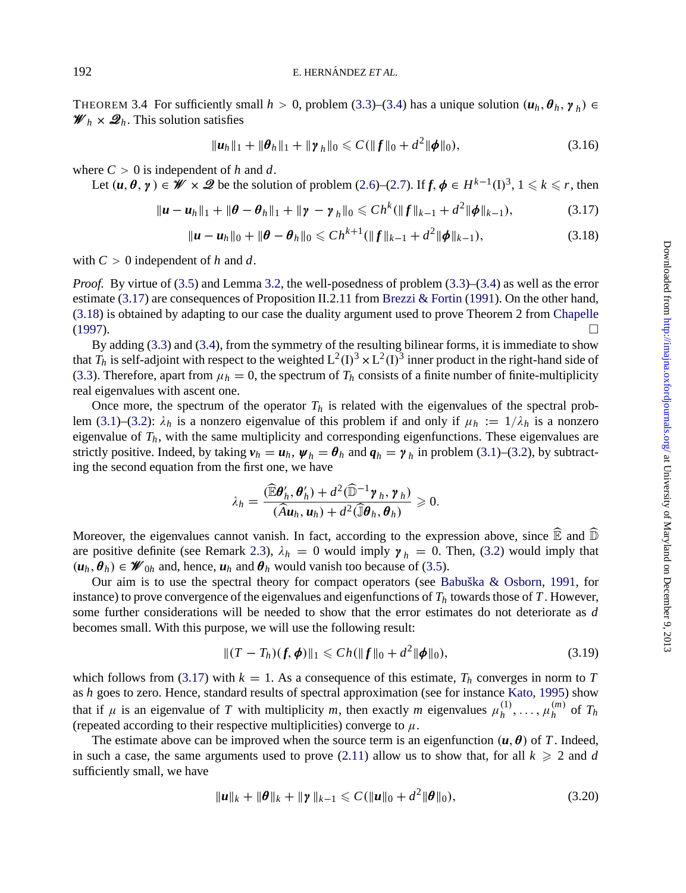THEOREM 3.4 For sufficiently small $h > 0$, problem (3.3)–(3.4) has a unique solution $(\boldsymbol{u}_h, \boldsymbol{\theta}_h, \boldsymbol{\gamma}_h) \in \mathscr{W}_h \times \mathscr{Q}_h$. This solution satisfies

$$\|\boldsymbol{u}_h\|_1 + \|\boldsymbol{\theta}_h\|_1 + \|\boldsymbol{\gamma}_h\|_0 \leqslant C(\|\boldsymbol{f}\|_0 + d^2\|\boldsymbol{\phi}\|_0), \tag{3.16}$$

where $C > 0$ is independent of $h$ and $d$.

Let $(\boldsymbol{u}, \boldsymbol{\theta}, \boldsymbol{\gamma}) \in \mathscr{W} \times \mathscr{Q}$ be the solution of problem (2.6)–(2.7). If $\boldsymbol{f}, \boldsymbol{\phi} \in H^{k-1}(\mathrm{I})^3$, $1 \leqslant k \leqslant r$, then

$$\|\boldsymbol{u} - \boldsymbol{u}_h\|_1 + \|\boldsymbol{\theta} - \boldsymbol{\theta}_h\|_1 + \|\boldsymbol{\gamma} - \boldsymbol{\gamma}_h\|_0 \leqslant Ch^k(\|\boldsymbol{f}\|_{k-1} + d^2\|\boldsymbol{\phi}\|_{k-1}), \tag{3.17}$$

$$\|\boldsymbol{u} - \boldsymbol{u}_h\|_0 + \|\boldsymbol{\theta} - \boldsymbol{\theta}_h\|_0 \leqslant Ch^{k+1}(\|\boldsymbol{f}\|_{k-1} + d^2\|\boldsymbol{\phi}\|_{k-1}), \tag{3.18}$$

with $C > 0$ independent of $h$ and $d$.

*Proof.* By virtue of (3.5) and Lemma 3.2, the well-posedness of problem (3.3)–(3.4) as well as the error estimate (3.17) are consequences of Proposition II.2.11 from Brezzi & Fortin (1991). On the other hand, (3.18) is obtained by adapting to our case the duality argument used to prove Theorem 2 from Chapelle (1997). □

By adding (3.3) and (3.4), from the symmetry of the resulting bilinear forms, it is immediate to show that $T_h$ is self-adjoint with respect to the weighted $\mathrm{L}^2(\mathrm{I})^3 \times \mathrm{L}^2(\mathrm{I})^3$ inner product in the right-hand side of (3.3). Therefore, apart from $\mu_h = 0$, the spectrum of $T_h$ consists of a finite number of finite-multiplicity real eigenvalues with ascent one.

Once more, the spectrum of the operator $T_h$ is related with the eigenvalues of the spectral problem (3.1)–(3.2): $\lambda_h$ is a nonzero eigenvalue of this problem if and only if $\mu_h := 1/\lambda_h$ is a nonzero eigenvalue of $T_h$, with the same multiplicity and corresponding eigenfunctions. These eigenvalues are strictly positive. Indeed, by taking $\boldsymbol{v}_h = \boldsymbol{u}_h$, $\boldsymbol{\psi}_h = \boldsymbol{\theta}_h$ and $\boldsymbol{q}_h = \boldsymbol{\gamma}_h$ in problem (3.1)–(3.2), by subtracting the second equation from the first one, we have

$$\lambda_h = \frac{(\widehat{\mathbb{E}}\boldsymbol{\theta}_h', \boldsymbol{\theta}_h') + d^2(\widehat{\mathbb{D}}^{-1}\boldsymbol{\gamma}_h, \boldsymbol{\gamma}_h)}{(\widehat{A}\boldsymbol{u}_h, \boldsymbol{u}_h) + d^2(\widehat{\mathbb{J}}\boldsymbol{\theta}_h, \boldsymbol{\theta}_h)} \geqslant 0.$$

Moreover, the eigenvalues cannot vanish. In fact, according to the expression above, since $\widehat{\mathbb{E}}$ and $\widehat{\mathbb{D}}$ are positive definite (see Remark 2.3), $\lambda_h = 0$ would imply $\boldsymbol{\gamma}_h = 0$. Then, (3.2) would imply that $(\boldsymbol{u}_h, \boldsymbol{\theta}_h) \in \mathscr{W}_{0h}$ and, hence, $\boldsymbol{u}_h$ and $\boldsymbol{\theta}_h$ would vanish too because of (3.5).

Our aim is to use the spectral theory for compact operators (see Babuška & Osborn, 1991, for instance) to prove convergence of the eigenvalues and eigenfunctions of $T_h$ towards those of $T$. However, some further considerations will be needed to show that the error estimates do not deteriorate as $d$ becomes small. With this purpose, we will use the following result:

$$\|(T - T_h)(\boldsymbol{f}, \boldsymbol{\phi})\|_1 \leqslant Ch(\|\boldsymbol{f}\|_0 + d^2\|\boldsymbol{\phi}\|_0), \tag{3.19}$$

which follows from (3.17) with $k = 1$. As a consequence of this estimate, $T_h$ converges in norm to $T$ as $h$ goes to zero. Hence, standard results of spectral approximation (see for instance Kato, 1995) show that if $\mu$ is an eigenvalue of $T$ with multiplicity $m$, then exactly $m$ eigenvalues $\mu_h^{(1)}, \ldots, \mu_h^{(m)}$ of $T_h$ (repeated according to their respective multiplicities) converge to $\mu$.

The estimate above can be improved when the source term is an eigenfunction $(\boldsymbol{u}, \boldsymbol{\theta})$ of $T$. Indeed, in such a case, the same arguments used to prove (2.11) allow us to show that, for all $k \geqslant 2$ and $d$ sufficiently small, we have

$$\|\boldsymbol{u}\|_k + \|\boldsymbol{\theta}\|_k + \|\boldsymbol{\gamma}\|_{k-1} \leqslant C(\|\boldsymbol{u}\|_0 + d^2\|\boldsymbol{\theta}\|_0), \tag{3.20}$$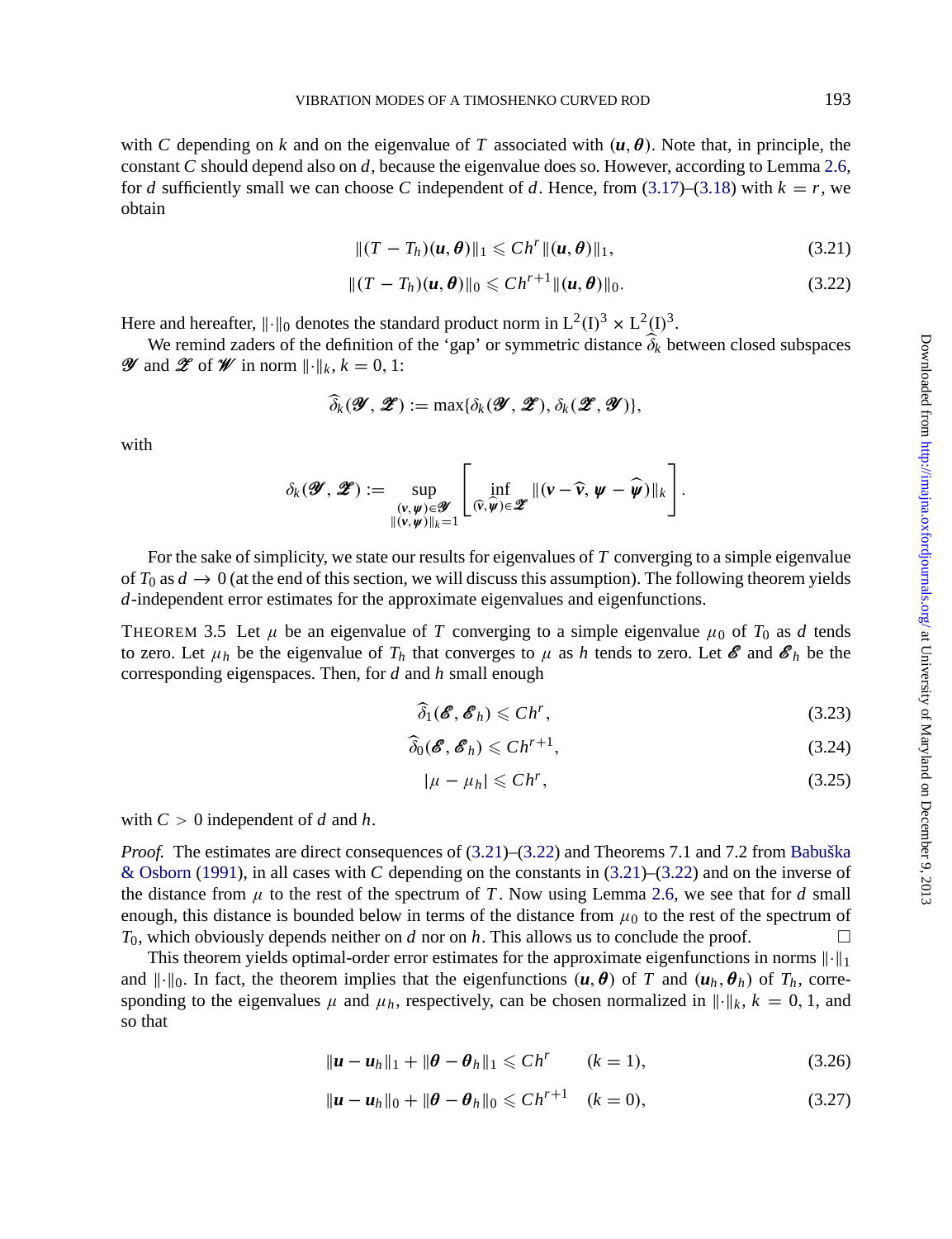with $C$ depending on $k$ and on the eigenvalue of $T$ associated with $(\boldsymbol{u}, \boldsymbol{\theta})$. Note that, in principle, the constant $C$ should depend also on $d$, because the eigenvalue does so. However, according to Lemma 2.6, for $d$ sufficiently small we can choose $C$ independent of $d$. Hence, from (3.17)–(3.18) with $k = r$, we obtain

$$\|(T - T_h)(\boldsymbol{u}, \boldsymbol{\theta})\|_1 \leqslant Ch^r \|(\boldsymbol{u}, \boldsymbol{\theta})\|_1, \tag{3.21}$$

$$\|(T - T_h)(\boldsymbol{u}, \boldsymbol{\theta})\|_0 \leqslant Ch^{r+1} \|(\boldsymbol{u}, \boldsymbol{\theta})\|_0. \tag{3.22}$$

Here and hereafter, $\|\cdot\|_0$ denotes the standard product norm in $\mathrm{L}^2(\mathrm{I})^3 \times \mathrm{L}^2(\mathrm{I})^3$.

We remind zaders of the definition of the 'gap' or symmetric distance $\widehat{\delta}_k$ between closed subspaces $\mathscr{Y}$ and $\mathscr{Z}$ of $\mathscr{W}$ in norm $\|\cdot\|_k$, $k = 0, 1$:

$$\widehat{\delta}_k(\mathscr{Y}, \mathscr{Z}) := \max\{\delta_k(\mathscr{Y}, \mathscr{Z}), \delta_k(\mathscr{Z}, \mathscr{Y})\},$$

with

$$\delta_k(\mathscr{Y}, \mathscr{Z}) := \sup_{\substack{(\boldsymbol{v}, \boldsymbol{\psi}) \in \mathscr{Y} \\ \|(\boldsymbol{v}, \boldsymbol{\psi})\|_k = 1}} \left[ \inf_{(\widehat{\boldsymbol{v}}, \widehat{\boldsymbol{\psi}}) \in \mathscr{Z}} \|(\boldsymbol{v} - \widehat{\boldsymbol{v}}, \boldsymbol{\psi} - \widehat{\boldsymbol{\psi}})\|_k \right].$$

For the sake of simplicity, we state our results for eigenvalues of $T$ converging to a simple eigenvalue of $T_0$ as $d \to 0$ (at the end of this section, we will discuss this assumption). The following theorem yields $d$-independent error estimates for the approximate eigenvalues and eigenfunctions.

THEOREM 3.5 Let $\mu$ be an eigenvalue of $T$ converging to a simple eigenvalue $\mu_0$ of $T_0$ as $d$ tends to zero. Let $\mu_h$ be the eigenvalue of $T_h$ that converges to $\mu$ as $h$ tends to zero. Let $\mathscr{E}$ and $\mathscr{E}_h$ be the corresponding eigenspaces. Then, for $d$ and $h$ small enough

$$\widehat{\delta}_1(\mathscr{E}, \mathscr{E}_h) \leqslant Ch^r, \tag{3.23}$$

$$\widehat{\delta}_0(\mathscr{E}, \mathscr{E}_h) \leqslant Ch^{r+1}, \tag{3.24}$$

$$|\mu - \mu_h| \leqslant Ch^r, \tag{3.25}$$

with $C > 0$ independent of $d$ and $h$.

*Proof.* The estimates are direct consequences of (3.21)–(3.22) and Theorems 7.1 and 7.2 from Babuška & Osborn (1991), in all cases with $C$ depending on the constants in (3.21)–(3.22) and on the inverse of the distance from $\mu$ to the rest of the spectrum of $T$. Now using Lemma 2.6, we see that for $d$ small enough, this distance is bounded below in terms of the distance from $\mu_0$ to the rest of the spectrum of $T_0$, which obviously depends neither on $d$ nor on $h$. This allows us to conclude the proof. $\square$

This theorem yields optimal-order error estimates for the approximate eigenfunctions in norms $\|\cdot\|_1$ and $\|\cdot\|_0$. In fact, the theorem implies that the eigenfunctions $(\boldsymbol{u}, \boldsymbol{\theta})$ of $T$ and $(\boldsymbol{u}_h, \boldsymbol{\theta}_h)$ of $T_h$, corresponding to the eigenvalues $\mu$ and $\mu_h$, respectively, can be chosen normalized in $\|\cdot\|_k$, $k = 0, 1$, and so that

$$\|\boldsymbol{u} - \boldsymbol{u}_h\|_1 + \|\boldsymbol{\theta} - \boldsymbol{\theta}_h\|_1 \leqslant Ch^r \qquad (k = 1), \tag{3.26}$$

$$\|\boldsymbol{u} - \boldsymbol{u}_h\|_0 + \|\boldsymbol{\theta} - \boldsymbol{\theta}_h\|_0 \leqslant Ch^{r+1} \quad (k = 0), \tag{3.27}$$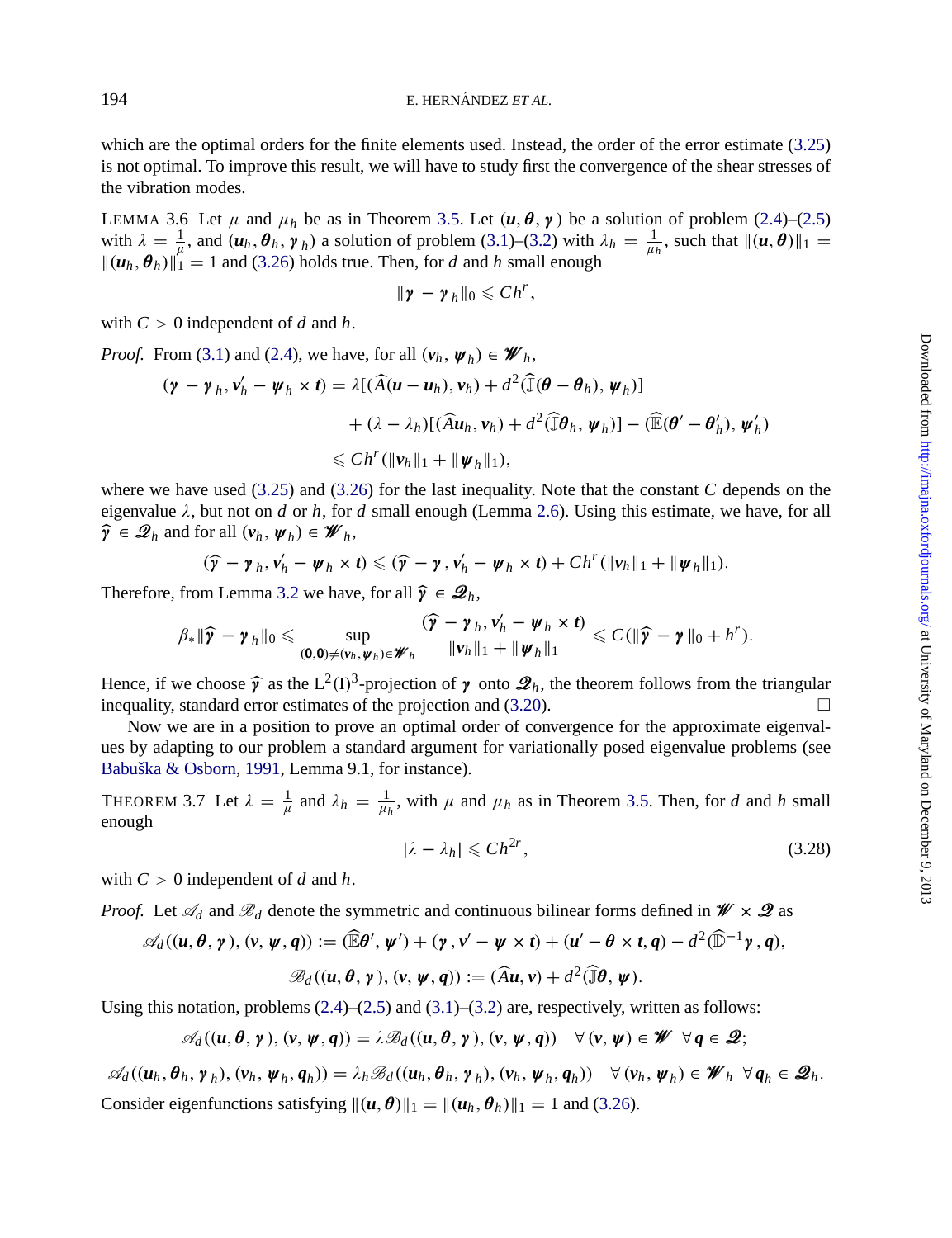which are the optimal orders for the finite elements used. Instead, the order of the error estimate (3.25) is not optimal. To improve this result, we will have to study first the convergence of the shear stresses of the vibration modes.

LEMMA 3.6 Let $\mu$ and $\mu_h$ be as in Theorem 3.5. Let $(\boldsymbol{u}, \boldsymbol{\theta}, \boldsymbol{\gamma})$ be a solution of problem (2.4)–(2.5) with $\lambda = \frac{1}{\mu}$, and $(\boldsymbol{u}_h, \boldsymbol{\theta}_h, \boldsymbol{\gamma}_h)$ a solution of problem (3.1)–(3.2) with $\lambda_h = \frac{1}{\mu_h}$, such that $\|(\boldsymbol{u}, \boldsymbol{\theta})\|_1 = \|(\boldsymbol{u}_h, \boldsymbol{\theta}_h)\|_1 = 1$ and (3.26) holds true. Then, for $d$ and $h$ small enough

$$\|\boldsymbol{\gamma} - \boldsymbol{\gamma}_h\|_0 \leqslant C h^r,$$

with $C > 0$ independent of $d$ and $h$.

*Proof.* From (3.1) and (2.4), we have, for all $(\boldsymbol{v}_h, \boldsymbol{\psi}_h) \in \mathscr{W}_h$,

$$\begin{aligned}
(\boldsymbol{\gamma} - \boldsymbol{\gamma}_h, \boldsymbol{v}_h' - \boldsymbol{\psi}_h \times \boldsymbol{t}) &= \lambda[(\widehat{A}(\boldsymbol{u} - \boldsymbol{u}_h), \boldsymbol{v}_h) + d^2(\widehat{\mathbb{J}}(\boldsymbol{\theta} - \boldsymbol{\theta}_h), \boldsymbol{\psi}_h)] \\
&\quad + (\lambda - \lambda_h)[(\widehat{A}\boldsymbol{u}_h, \boldsymbol{v}_h) + d^2(\widehat{\mathbb{J}}\boldsymbol{\theta}_h, \boldsymbol{\psi}_h)] - (\widehat{\mathbb{E}}(\boldsymbol{\theta}' - \boldsymbol{\theta}_h'), \boldsymbol{\psi}_h') \\
&\leqslant C h^r (\|\boldsymbol{v}_h\|_1 + \|\boldsymbol{\psi}_h\|_1),
\end{aligned}$$

where we have used (3.25) and (3.26) for the last inequality. Note that the constant $C$ depends on the eigenvalue $\lambda$, but not on $d$ or $h$, for $d$ small enough (Lemma 2.6). Using this estimate, we have, for all $\widehat{\boldsymbol{\gamma}} \in \mathscr{Q}_h$ and for all $(\boldsymbol{v}_h, \boldsymbol{\psi}_h) \in \mathscr{W}_h$,

$$(\widehat{\boldsymbol{\gamma}} - \boldsymbol{\gamma}_h, \boldsymbol{v}_h' - \boldsymbol{\psi}_h \times \boldsymbol{t}) \leqslant (\widehat{\boldsymbol{\gamma}} - \boldsymbol{\gamma}, \boldsymbol{v}_h' - \boldsymbol{\psi}_h \times \boldsymbol{t}) + C h^r (\|\boldsymbol{v}_h\|_1 + \|\boldsymbol{\psi}_h\|_1).$$

Therefore, from Lemma 3.2 we have, for all $\widehat{\boldsymbol{\gamma}} \in \mathscr{Q}_h$,

$$\beta_* \|\widehat{\boldsymbol{\gamma}} - \boldsymbol{\gamma}_h\|_0 \leqslant \sup_{(\mathbf{0},\mathbf{0}) \neq (\boldsymbol{v}_h, \boldsymbol{\psi}_h) \in \mathscr{W}_h} \frac{(\widehat{\boldsymbol{\gamma}} - \boldsymbol{\gamma}_h, \boldsymbol{v}_h' - \boldsymbol{\psi}_h \times \boldsymbol{t})}{\|\boldsymbol{v}_h\|_1 + \|\boldsymbol{\psi}_h\|_1} \leqslant C(\|\widehat{\boldsymbol{\gamma}} - \boldsymbol{\gamma}\|_0 + h^r).$$

Hence, if we choose $\widehat{\boldsymbol{\gamma}}$ as the $\mathrm{L}^2(\mathrm{I})^3$-projection of $\boldsymbol{\gamma}$ onto $\mathscr{Q}_h$, the theorem follows from the triangular inequality, standard error estimates of the projection and (3.20). $\square$

Now we are in a position to prove an optimal order of convergence for the approximate eigenvalues by adapting to our problem a standard argument for variationally posed eigenvalue problems (see Babuška & Osborn, 1991, Lemma 9.1, for instance).

THEOREM 3.7 Let $\lambda = \frac{1}{\mu}$ and $\lambda_h = \frac{1}{\mu_h}$, with $\mu$ and $\mu_h$ as in Theorem 3.5. Then, for $d$ and $h$ small enough

$$|\lambda - \lambda_h| \leqslant C h^{2r}, \tag{3.28}$$

with $C > 0$ independent of $d$ and $h$.

*Proof.* Let $\mathscr{A}_d$ and $\mathscr{B}_d$ denote the symmetric and continuous bilinear forms defined in $\mathscr{W} \times \mathscr{Q}$ as

$$\mathscr{A}_d((\boldsymbol{u}, \boldsymbol{\theta}, \boldsymbol{\gamma}), (\boldsymbol{v}, \boldsymbol{\psi}, \boldsymbol{q})) := (\widehat{\mathbb{E}}\boldsymbol{\theta}', \boldsymbol{\psi}') + (\boldsymbol{\gamma}, \boldsymbol{v}' - \boldsymbol{\psi} \times \boldsymbol{t}) + (\boldsymbol{u}' - \boldsymbol{\theta} \times \boldsymbol{t}, \boldsymbol{q}) - d^2(\widehat{\mathbb{D}}^{-1}\boldsymbol{\gamma}, \boldsymbol{q}),$$

$$\mathscr{B}_d((\boldsymbol{u}, \boldsymbol{\theta}, \boldsymbol{\gamma}), (\boldsymbol{v}, \boldsymbol{\psi}, \boldsymbol{q})) := (\widehat{A}\boldsymbol{u}, \boldsymbol{v}) + d^2(\widehat{\mathbb{J}}\boldsymbol{\theta}, \boldsymbol{\psi}).$$

Using this notation, problems (2.4)–(2.5) and (3.1)–(3.2) are, respectively, written as follows:

$$\mathscr{A}_d((\boldsymbol{u}, \boldsymbol{\theta}, \boldsymbol{\gamma}), (\boldsymbol{v}, \boldsymbol{\psi}, \boldsymbol{q})) = \lambda \mathscr{B}_d((\boldsymbol{u}, \boldsymbol{\theta}, \boldsymbol{\gamma}), (\boldsymbol{v}, \boldsymbol{\psi}, \boldsymbol{q})) \quad \forall (\boldsymbol{v}, \boldsymbol{\psi}) \in \mathscr{W} \ \ \forall \boldsymbol{q} \in \mathscr{Q};$$

$$\mathscr{A}_d((\boldsymbol{u}_h, \boldsymbol{\theta}_h, \boldsymbol{\gamma}_h), (\boldsymbol{v}_h, \boldsymbol{\psi}_h, \boldsymbol{q}_h)) = \lambda_h \mathscr{B}_d((\boldsymbol{u}_h, \boldsymbol{\theta}_h, \boldsymbol{\gamma}_h), (\boldsymbol{v}_h, \boldsymbol{\psi}_h, \boldsymbol{q}_h)) \quad \forall (\boldsymbol{v}_h, \boldsymbol{\psi}_h) \in \mathscr{W}_h \ \ \forall \boldsymbol{q}_h \in \mathscr{Q}_h.$$

Consider eigenfunctions satisfying $\|(\boldsymbol{u}, \boldsymbol{\theta})\|_1 = \|(\boldsymbol{u}_h, \boldsymbol{\theta}_h)\|_1 = 1$ and (3.26).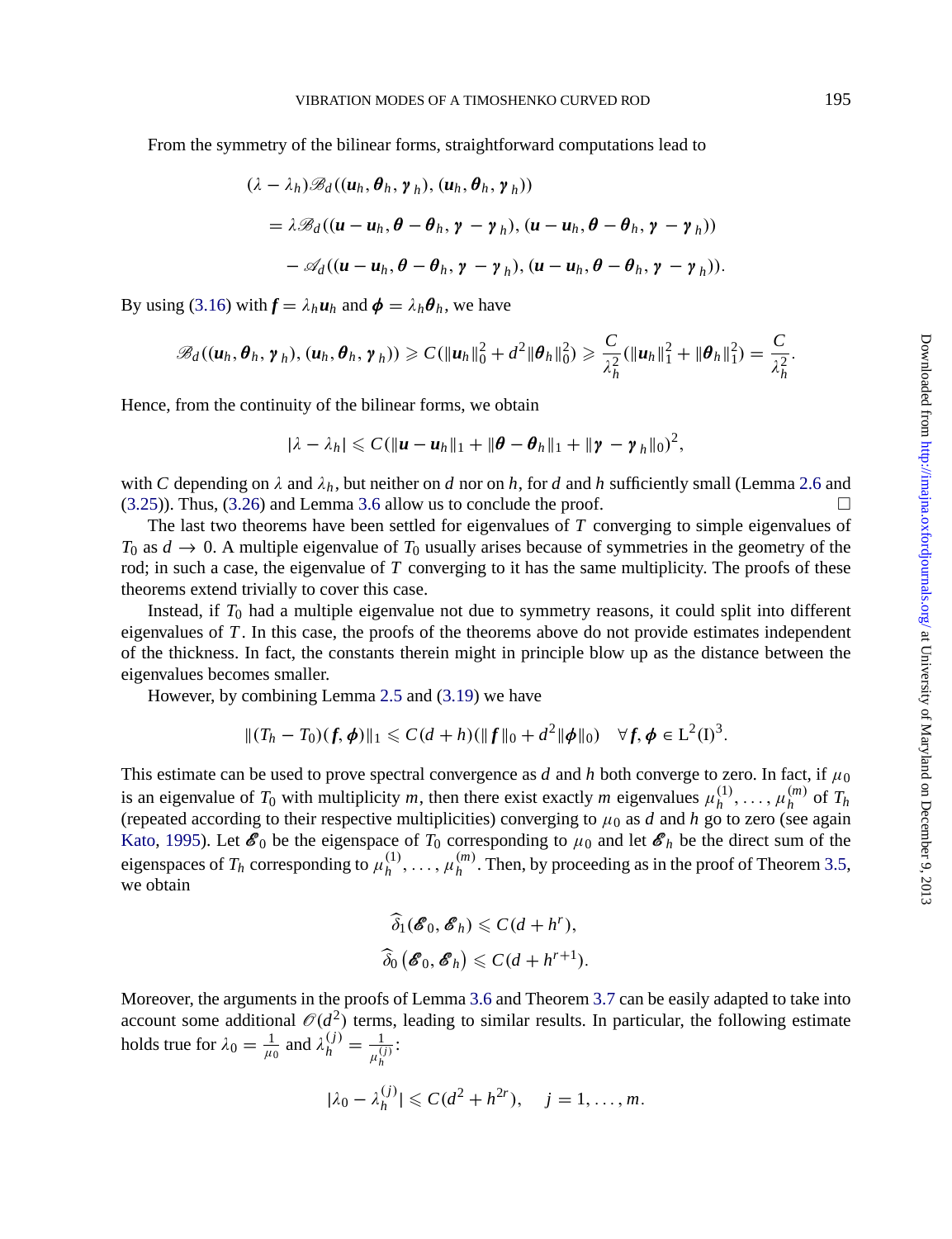From the symmetry of the bilinear forms, straightforward computations lead to

$$
\begin{aligned}
&(\lambda - \lambda_h)\mathscr{B}_d((\boldsymbol{u}_h, \boldsymbol{\theta}_h, \boldsymbol{\gamma}_h), (\boldsymbol{u}_h, \boldsymbol{\theta}_h, \boldsymbol{\gamma}_h)) \\
&\quad = \lambda \mathscr{B}_d((\boldsymbol{u} - \boldsymbol{u}_h, \boldsymbol{\theta} - \boldsymbol{\theta}_h, \boldsymbol{\gamma} - \boldsymbol{\gamma}_h), (\boldsymbol{u} - \boldsymbol{u}_h, \boldsymbol{\theta} - \boldsymbol{\theta}_h, \boldsymbol{\gamma} - \boldsymbol{\gamma}_h)) \\
&\quad\quad - \mathscr{A}_d((\boldsymbol{u} - \boldsymbol{u}_h, \boldsymbol{\theta} - \boldsymbol{\theta}_h, \boldsymbol{\gamma} - \boldsymbol{\gamma}_h), (\boldsymbol{u} - \boldsymbol{u}_h, \boldsymbol{\theta} - \boldsymbol{\theta}_h, \boldsymbol{\gamma} - \boldsymbol{\gamma}_h)).
\end{aligned}
$$

By using (3.16) with $\boldsymbol{f} = \lambda_h \boldsymbol{u}_h$ and $\boldsymbol{\phi} = \lambda_h \boldsymbol{\theta}_h$, we have

$$
\mathscr{B}_d((\boldsymbol{u}_h, \boldsymbol{\theta}_h, \boldsymbol{\gamma}_h), (\boldsymbol{u}_h, \boldsymbol{\theta}_h, \boldsymbol{\gamma}_h)) \geqslant C(\|\boldsymbol{u}_h\|_0^2 + d^2\|\boldsymbol{\theta}_h\|_0^2) \geqslant \frac{C}{\lambda_h^2}(\|\boldsymbol{u}_h\|_1^2 + \|\boldsymbol{\theta}_h\|_1^2) = \frac{C}{\lambda_h^2}.
$$

Hence, from the continuity of the bilinear forms, we obtain

$$
|\lambda - \lambda_h| \leqslant C(\|\boldsymbol{u} - \boldsymbol{u}_h\|_1 + \|\boldsymbol{\theta} - \boldsymbol{\theta}_h\|_1 + \|\boldsymbol{\gamma} - \boldsymbol{\gamma}_h\|_0)^2,
$$

with $C$ depending on $\lambda$ and $\lambda_h$, but neither on $d$ nor on $h$, for $d$ and $h$ sufficiently small (Lemma 2.6 and (3.25)). Thus, (3.26) and Lemma 3.6 allow us to conclude the proof. □

The last two theorems have been settled for eigenvalues of $T$ converging to simple eigenvalues of $T_0$ as $d \to 0$. A multiple eigenvalue of $T_0$ usually arises because of symmetries in the geometry of the rod; in such a case, the eigenvalue of $T$ converging to it has the same multiplicity. The proofs of these theorems extend trivially to cover this case.

Instead, if $T_0$ had a multiple eigenvalue not due to symmetry reasons, it could split into different eigenvalues of $T$. In this case, the proofs of the theorems above do not provide estimates independent of the thickness. In fact, the constants therein might in principle blow up as the distance between the eigenvalues becomes smaller.

However, by combining Lemma 2.5 and (3.19) we have

$$
\|(T_h - T_0)(\boldsymbol{f}, \boldsymbol{\phi})\|_1 \leqslant C(d + h)(\|\boldsymbol{f}\|_0 + d^2\|\boldsymbol{\phi}\|_0) \quad \forall \boldsymbol{f}, \boldsymbol{\phi} \in \mathrm{L}^2(\mathrm{I})^3.
$$

This estimate can be used to prove spectral convergence as $d$ and $h$ both converge to zero. In fact, if $\mu_0$ is an eigenvalue of $T_0$ with multiplicity $m$, then there exist exactly $m$ eigenvalues $\mu_h^{(1)}, \ldots, \mu_h^{(m)}$ of $T_h$ (repeated according to their respective multiplicities) converging to $\mu_0$ as $d$ and $h$ go to zero (see again Kato, 1995). Let $\mathscr{E}_0$ be the eigenspace of $T_0$ corresponding to $\mu_0$ and let $\mathscr{E}_h$ be the direct sum of the eigenspaces of $T_h$ corresponding to $\mu_h^{(1)}, \ldots, \mu_h^{(m)}$. Then, by proceeding as in the proof of Theorem 3.5, we obtain

$$
\begin{aligned}
\widehat{\delta}_1(\mathscr{E}_0, \mathscr{E}_h) &\leqslant C(d + h^r), \\
\widehat{\delta}_0(\mathscr{E}_0, \mathscr{E}_h) &\leqslant C(d + h^{r+1}).
\end{aligned}
$$

Moreover, the arguments in the proofs of Lemma 3.6 and Theorem 3.7 can be easily adapted to take into account some additional $\mathscr{O}(d^2)$ terms, leading to similar results. In particular, the following estimate holds true for $\lambda_0 = \frac{1}{\mu_0}$ and $\lambda_h^{(j)} = \frac{1}{\mu_h^{(j)}}$:

$$
|\lambda_0 - \lambda_h^{(j)}| \leqslant C(d^2 + h^{2r}), \quad j = 1, \ldots, m.
$$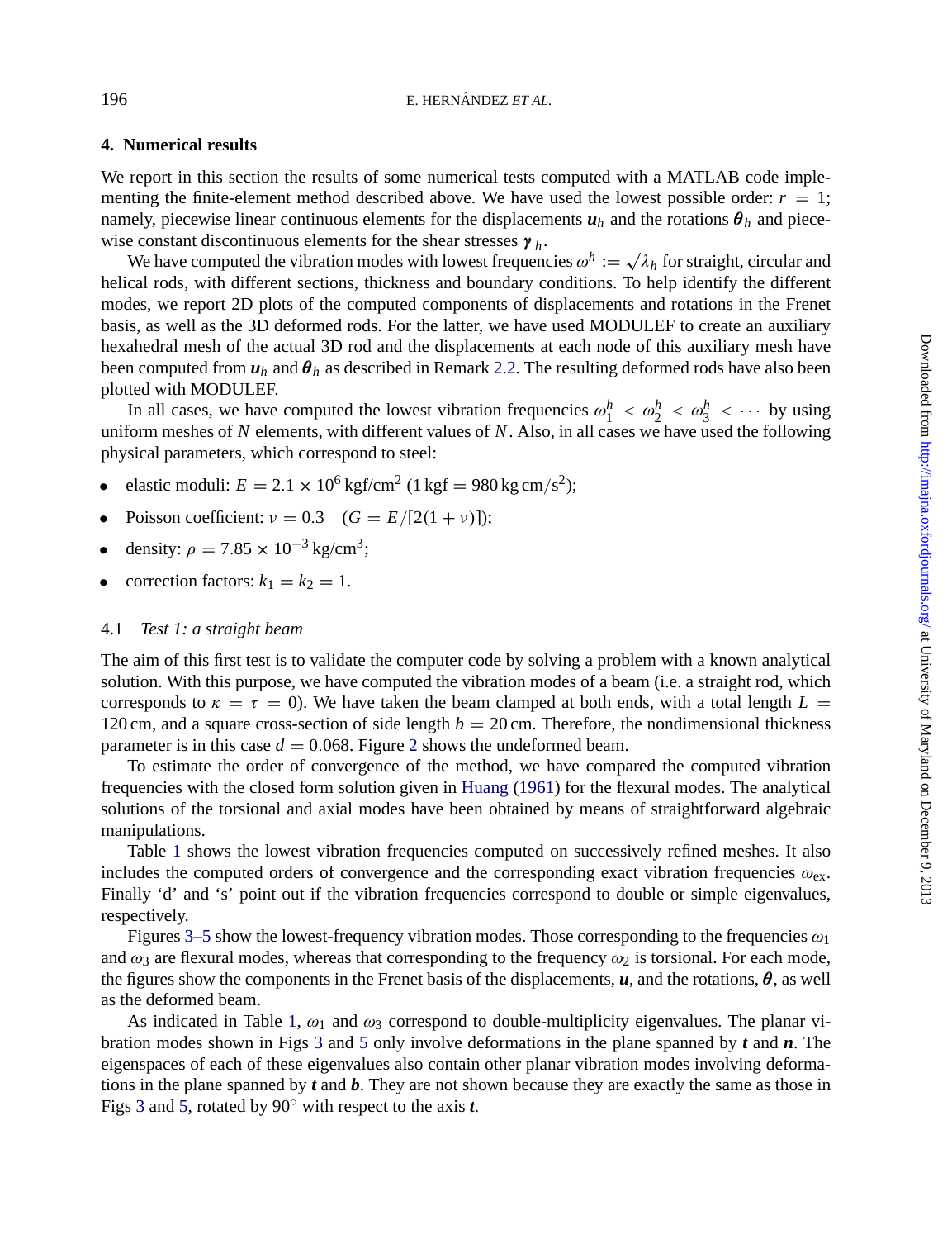## 4. Numerical results

We report in this section the results of some numerical tests computed with a MATLAB code implementing the finite-element method described above. We have used the lowest possible order: $r = 1$; namely, piecewise linear continuous elements for the displacements $\boldsymbol{u}_h$ and the rotations $\boldsymbol{\theta}_h$ and piecewise constant discontinuous elements for the shear stresses $\boldsymbol{\gamma}_h$.

We have computed the vibration modes with lowest frequencies $\omega^h := \sqrt{\lambda_h}$ for straight, circular and helical rods, with different sections, thickness and boundary conditions. To help identify the different modes, we report 2D plots of the computed components of displacements and rotations in the Frenet basis, as well as the 3D deformed rods. For the latter, we have used MODULEF to create an auxiliary hexahedral mesh of the actual 3D rod and the displacements at each node of this auxiliary mesh have been computed from $\boldsymbol{u}_h$ and $\boldsymbol{\theta}_h$ as described in Remark 2.2. The resulting deformed rods have also been plotted with MODULEF.

In all cases, we have computed the lowest vibration frequencies $\omega_1^h < \omega_2^h < \omega_3^h < \cdots$ by using uniform meshes of $N$ elements, with different values of $N$. Also, in all cases we have used the following physical parameters, which correspond to steel:

- elastic moduli: $E = 2.1 \times 10^6\,\text{kgf/cm}^2$ ($1\,\text{kgf} = 980\,\text{kg cm/s}^2$);
- Poisson coefficient: $\nu = 0.3 \quad (G = E/[2(1+\nu)])$;
- density: $\rho = 7.85 \times 10^{-3}\,\text{kg/cm}^3$;
- correction factors: $k_1 = k_2 = 1$.

### 4.1 *Test 1: a straight beam*

The aim of this first test is to validate the computer code by solving a problem with a known analytical solution. With this purpose, we have computed the vibration modes of a beam (i.e. a straight rod, which corresponds to $\kappa = \tau = 0$). We have taken the beam clamped at both ends, with a total length $L = 120\,\text{cm}$, and a square cross-section of side length $b = 20\,\text{cm}$. Therefore, the nondimensional thickness parameter is in this case $d = 0.068$. Figure 2 shows the undeformed beam.

To estimate the order of convergence of the method, we have compared the computed vibration frequencies with the closed form solution given in Huang (1961) for the flexural modes. The analytical solutions of the torsional and axial modes have been obtained by means of straightforward algebraic manipulations.

Table 1 shows the lowest vibration frequencies computed on successively refined meshes. It also includes the computed orders of convergence and the corresponding exact vibration frequencies $\omega_{\text{ex}}$. Finally 'd' and 's' point out if the vibration frequencies correspond to double or simple eigenvalues, respectively.

Figures 3–5 show the lowest-frequency vibration modes. Those corresponding to the frequencies $\omega_1$ and $\omega_3$ are flexural modes, whereas that corresponding to the frequency $\omega_2$ is torsional. For each mode, the figures show the components in the Frenet basis of the displacements, $\boldsymbol{u}$, and the rotations, $\boldsymbol{\theta}$, as well as the deformed beam.

As indicated in Table 1, $\omega_1$ and $\omega_3$ correspond to double-multiplicity eigenvalues. The planar vibration modes shown in Figs 3 and 5 only involve deformations in the plane spanned by $\boldsymbol{t}$ and $\boldsymbol{n}$. The eigenspaces of each of these eigenvalues also contain other planar vibration modes involving deformations in the plane spanned by $\boldsymbol{t}$ and $\boldsymbol{b}$. They are not shown because they are exactly the same as those in Figs 3 and 5, rotated by $90^\circ$ with respect to the axis $\boldsymbol{t}$.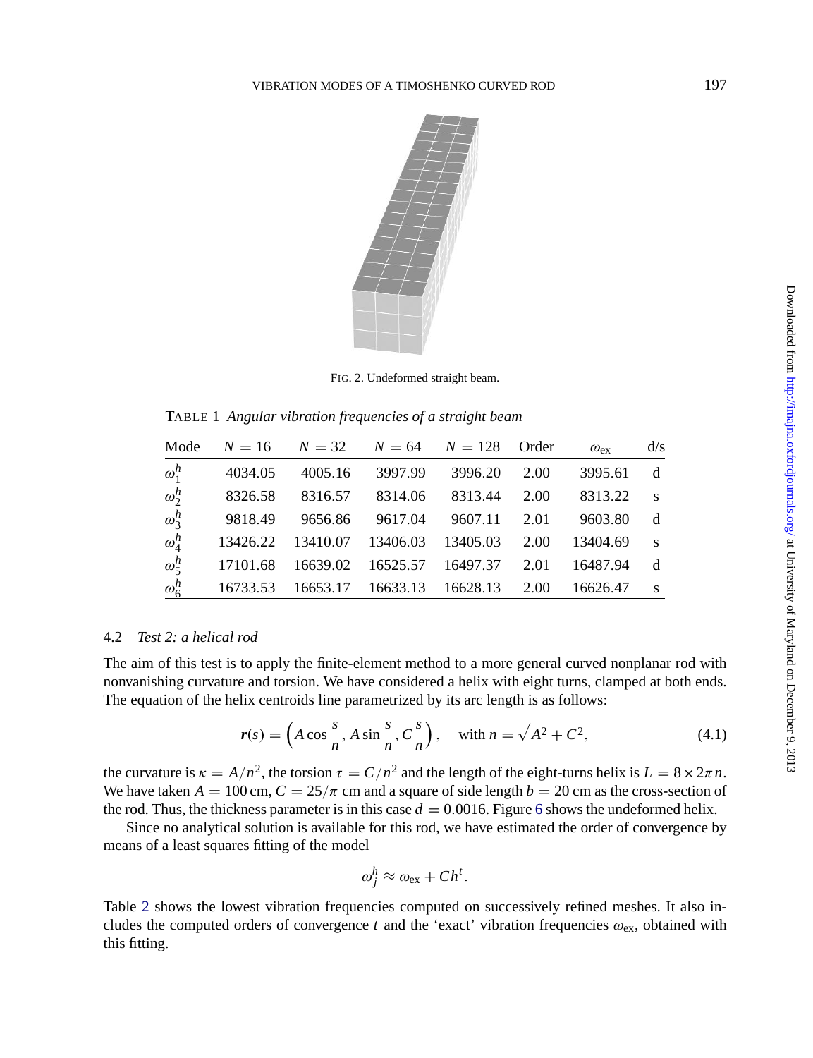FIG. 2. Undeformed straight beam.

TABLE 1 *Angular vibration frequencies of a straight beam*

| Mode | $N = 16$ | $N = 32$ | $N = 64$ | $N = 128$ | Order | $\omega_{\text{ex}}$ | d/s |
|---|---|---|---|---|---|---|---|
| $\omega_1^h$ | 4034.05 | 4005.16 | 3997.99 | 3996.20 | 2.00 | 3995.61 | d |
| $\omega_2^h$ | 8326.58 | 8316.57 | 8314.06 | 8313.44 | 2.00 | 8313.22 | s |
| $\omega_3^h$ | 9818.49 | 9656.86 | 9617.04 | 9607.11 | 2.01 | 9603.80 | d |
| $\omega_4^h$ | 13426.22 | 13410.07 | 13406.03 | 13405.03 | 2.00 | 13404.69 | s |
| $\omega_5^h$ | 17101.68 | 16639.02 | 16525.57 | 16497.37 | 2.01 | 16487.94 | d |
| $\omega_6^h$ | 16733.53 | 16653.17 | 16633.13 | 16628.13 | 2.00 | 16626.47 | s |

### 4.2 *Test 2: a helical rod*

The aim of this test is to apply the finite-element method to a more general curved nonplanar rod with nonvanishing curvature and torsion. We have considered a helix with eight turns, clamped at both ends. The equation of the helix centroids line parametrized by its arc length is as follows:

$$\boldsymbol{r}(s) = \left( A \cos \frac{s}{n}, A \sin \frac{s}{n}, C \frac{s}{n} \right), \quad \text{with } n = \sqrt{A^2 + C^2}, \tag{4.1}$$

the curvature is $\kappa = A/n^2$, the torsion $\tau = C/n^2$ and the length of the eight-turns helix is $L = 8 \times 2\pi n$. We have taken $A = 100$ cm, $C = 25/\pi$ cm and a square of side length $b = 20$ cm as the cross-section of the rod. Thus, the thickness parameter is in this case $d = 0.0016$. Figure 6 shows the undeformed helix.

Since no analytical solution is available for this rod, we have estimated the order of convergence by means of a least squares fitting of the model

$$\omega_j^h \approx \omega_{\text{ex}} + Ch^t.$$

Table 2 shows the lowest vibration frequencies computed on successively refined meshes. It also includes the computed orders of convergence $t$ and the 'exact' vibration frequencies $\omega_{\text{ex}}$, obtained with this fitting.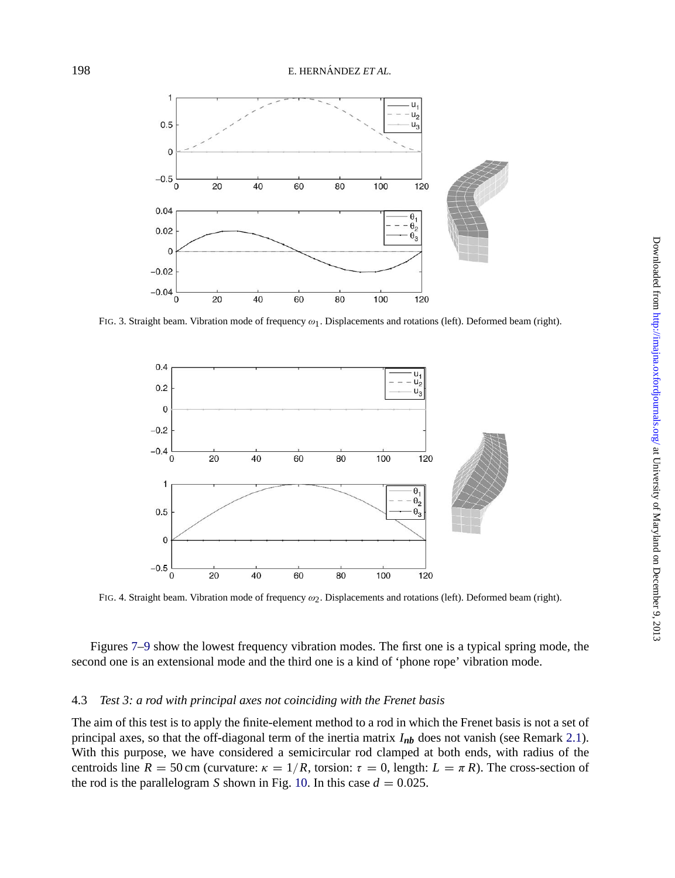FIG. 3. Straight beam. Vibration mode of frequency $\omega_1$. Displacements and rotations (left). Deformed beam (right).

FIG. 4. Straight beam. Vibration mode of frequency $\omega_2$. Displacements and rotations (left). Deformed beam (right).

Figures 7–9 show the lowest frequency vibration modes. The first one is a typical spring mode, the second one is an extensional mode and the third one is a kind of ‘phone rope’ vibration mode.

### 4.3 *Test 3: a rod with principal axes not coinciding with the Frenet basis*

The aim of this test is to apply the finite-element method to a rod in which the Frenet basis is not a set of principal axes, so that the off-diagonal term of the inertia matrix $I_{nb}$ does not vanish (see Remark 2.1). With this purpose, we have considered a semicircular rod clamped at both ends, with radius of the centroids line $R = 50$ cm (curvature: $\kappa = 1/R$, torsion: $\tau = 0$, length: $L = \pi R$). The cross-section of the rod is the parallelogram $S$ shown in Fig. 10. In this case $d = 0.025$.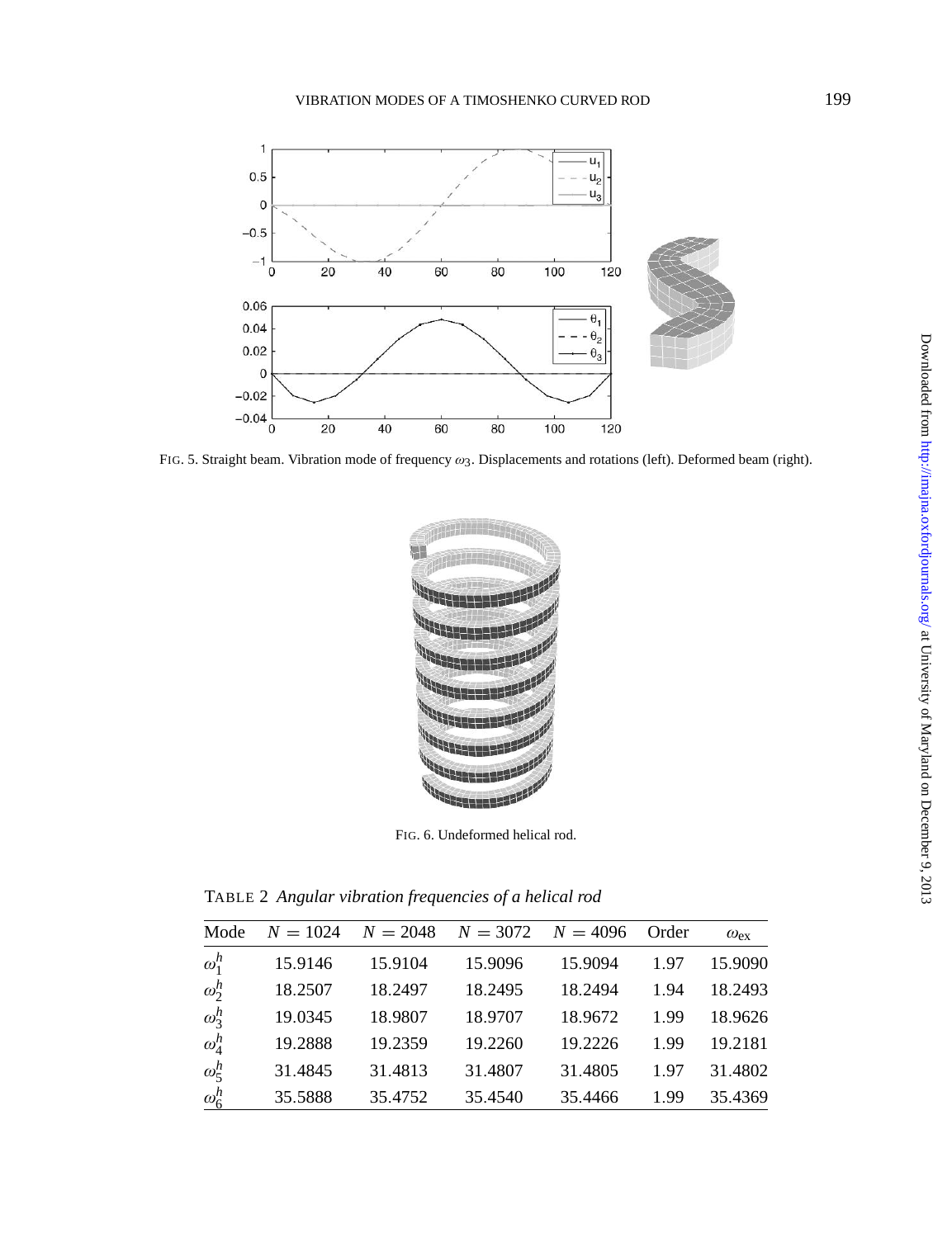FIG. 5. Straight beam. Vibration mode of frequency $\omega_3$. Displacements and rotations (left). Deformed beam (right).

FIG. 6. Undeformed helical rod.

TABLE 2 *Angular vibration frequencies of a helical rod*

| Mode | $N = 1024$ | $N = 2048$ | $N = 3072$ | $N = 4096$ | Order | $\omega_{\text{ex}}$ |
|---|---|---|---|---|---|---|
| $\omega_1^h$ | 15.9146 | 15.9104 | 15.9096 | 15.9094 | 1.97 | 15.9090 |
| $\omega_2^h$ | 18.2507 | 18.2497 | 18.2495 | 18.2494 | 1.94 | 18.2493 |
| $\omega_3^h$ | 19.0345 | 18.9807 | 18.9707 | 18.9672 | 1.99 | 18.9626 |
| $\omega_4^h$ | 19.2888 | 19.2359 | 19.2260 | 19.2226 | 1.99 | 19.2181 |
| $\omega_5^h$ | 31.4845 | 31.4813 | 31.4807 | 31.4805 | 1.97 | 31.4802 |
| $\omega_6^h$ | 35.5888 | 35.4752 | 35.4540 | 35.4466 | 1.99 | 35.4369 |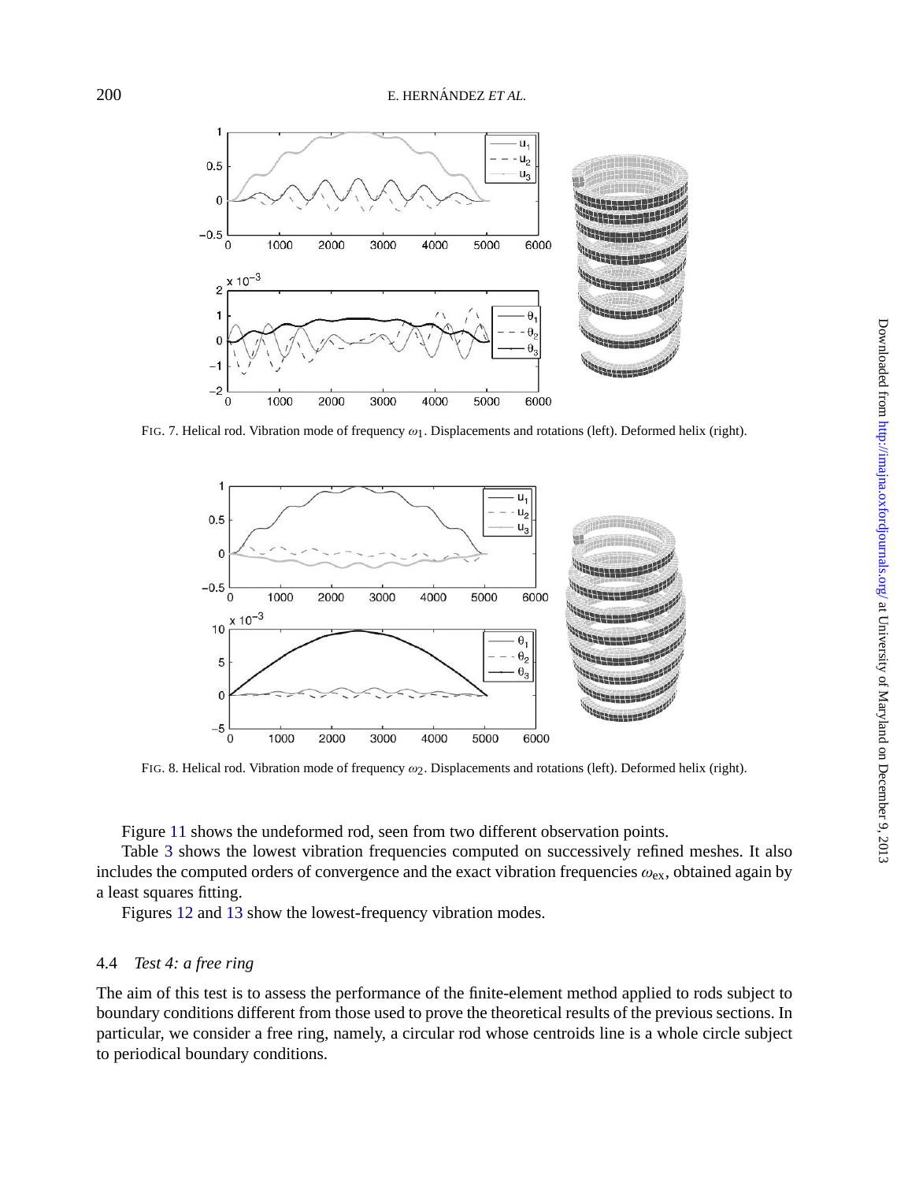FIG. 7. Helical rod. Vibration mode of frequency $\omega_1$. Displacements and rotations (left). Deformed helix (right).

FIG. 8. Helical rod. Vibration mode of frequency $\omega_2$. Displacements and rotations (left). Deformed helix (right).

Figure 11 shows the undeformed rod, seen from two different observation points.

Table 3 shows the lowest vibration frequencies computed on successively refined meshes. It also includes the computed orders of convergence and the exact vibration frequencies $\omega_{\text{ex}}$, obtained again by a least squares fitting.

Figures 12 and 13 show the lowest-frequency vibration modes.

### 4.4 *Test 4: a free ring*

The aim of this test is to assess the performance of the finite-element method applied to rods subject to boundary conditions different from those used to prove the theoretical results of the previous sections. In particular, we consider a free ring, namely, a circular rod whose centroids line is a whole circle subject to periodical boundary conditions.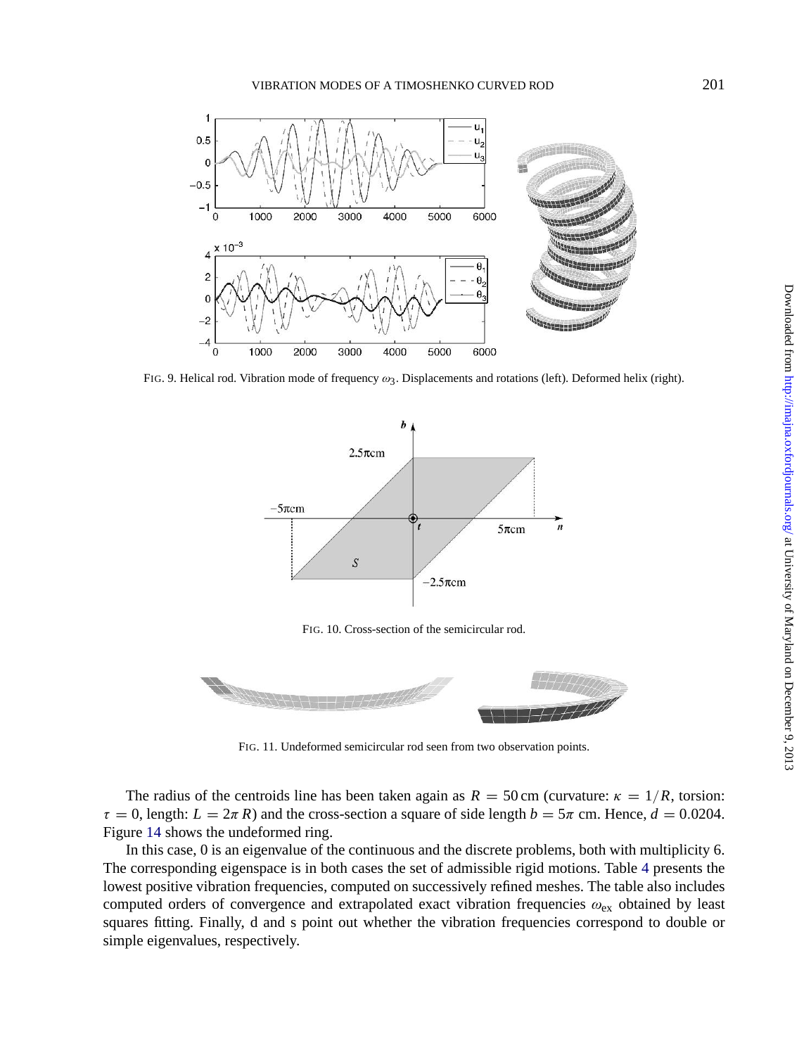FIG. 9. Helical rod. Vibration mode of frequency $\omega_3$. Displacements and rotations (left). Deformed helix (right).

FIG. 10. Cross-section of the semicircular rod.

FIG. 11. Undeformed semicircular rod seen from two observation points.

The radius of the centroids line has been taken again as $R = 50$ cm (curvature: $\kappa = 1/R$, torsion: $\tau = 0$, length: $L = 2\pi R$) and the cross-section a square of side length $b = 5\pi$ cm. Hence, $d = 0.0204$. Figure 14 shows the undeformed ring.

In this case, 0 is an eigenvalue of the continuous and the discrete problems, both with multiplicity 6. The corresponding eigenspace is in both cases the set of admissible rigid motions. Table 4 presents the lowest positive vibration frequencies, computed on successively refined meshes. The table also includes computed orders of convergence and extrapolated exact vibration frequencies $\omega_{\text{ex}}$ obtained by least squares fitting. Finally, d and s point out whether the vibration frequencies correspond to double or simple eigenvalues, respectively.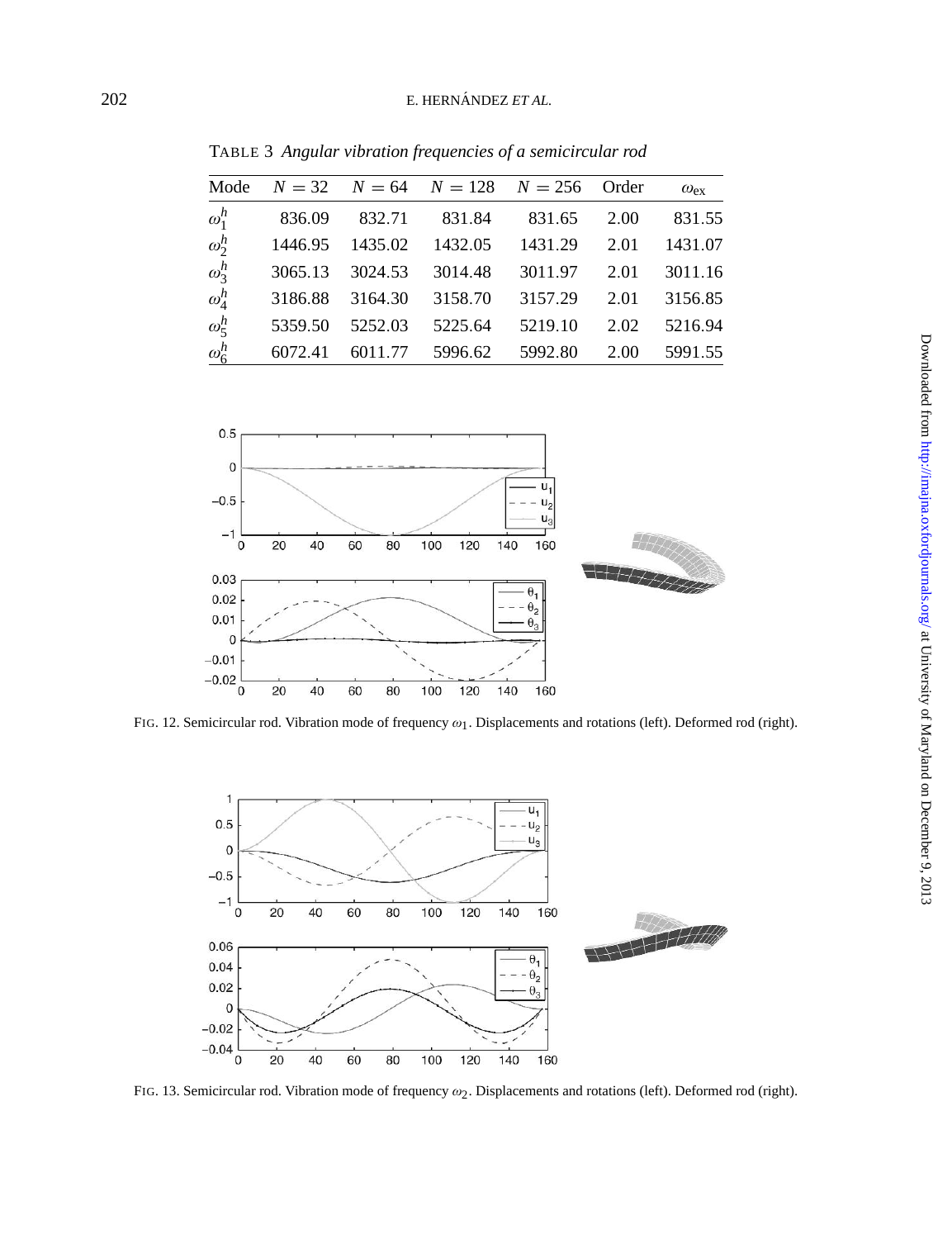TABLE 3 *Angular vibration frequencies of a semicircular rod*

| Mode | $N = 32$ | $N = 64$ | $N = 128$ | $N = 256$ | Order | $\omega_{\text{ex}}$ |
|---|---|---|---|---|---|---|
| $\omega_1^h$ | 836.09 | 832.71 | 831.84 | 831.65 | 2.00 | 831.55 |
| $\omega_2^h$ | 1446.95 | 1435.02 | 1432.05 | 1431.29 | 2.01 | 1431.07 |
| $\omega_3^h$ | 3065.13 | 3024.53 | 3014.48 | 3011.97 | 2.01 | 3011.16 |
| $\omega_4^h$ | 3186.88 | 3164.30 | 3158.70 | 3157.29 | 2.01 | 3156.85 |
| $\omega_5^h$ | 5359.50 | 5252.03 | 5225.64 | 5219.10 | 2.02 | 5216.94 |
| $\omega_6^h$ | 6072.41 | 6011.77 | 5996.62 | 5992.80 | 2.00 | 5991.55 |

FIG. 12. Semicircular rod. Vibration mode of frequency $\omega_1$. Displacements and rotations (left). Deformed rod (right).

FIG. 13. Semicircular rod. Vibration mode of frequency $\omega_2$. Displacements and rotations (left). Deformed rod (right).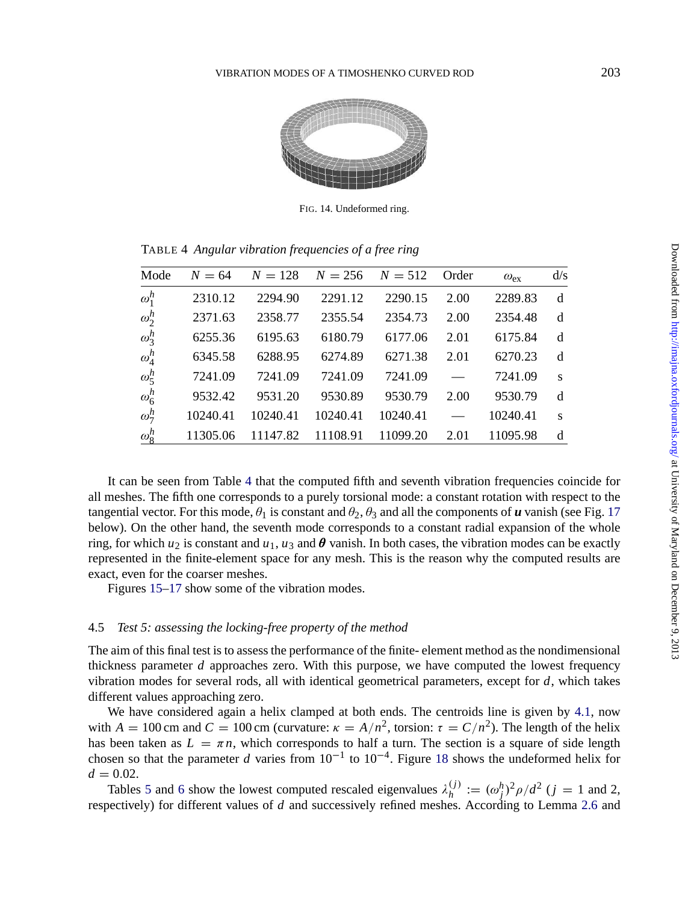FIG. 14. Undeformed ring.

TABLE 4 *Angular vibration frequencies of a free ring*

| Mode | $N = 64$ | $N = 128$ | $N = 256$ | $N = 512$ | Order | $\omega_{\text{ex}}$ | d/s |
|---|---|---|---|---|---|---|---|
| $\omega_1^h$ | 2310.12 | 2294.90 | 2291.12 | 2290.15 | 2.00 | 2289.83 | d |
| $\omega_2^h$ | 2371.63 | 2358.77 | 2355.54 | 2354.73 | 2.00 | 2354.48 | d |
| $\omega_3^h$ | 6255.36 | 6195.63 | 6180.79 | 6177.06 | 2.01 | 6175.84 | d |
| $\omega_4^h$ | 6345.58 | 6288.95 | 6274.89 | 6271.38 | 2.01 | 6270.23 | d |
| $\omega_5^h$ | 7241.09 | 7241.09 | 7241.09 | 7241.09 | — | 7241.09 | s |
| $\omega_6^h$ | 9532.42 | 9531.20 | 9530.89 | 9530.79 | 2.00 | 9530.79 | d |
| $\omega_7^h$ | 10240.41 | 10240.41 | 10240.41 | 10240.41 | — | 10240.41 | s |
| $\omega_8^h$ | 11305.06 | 11147.82 | 11108.91 | 11099.20 | 2.01 | 11095.98 | d |

It can be seen from Table 4 that the computed fifth and seventh vibration frequencies coincide for all meshes. The fifth one corresponds to a purely torsional mode: a constant rotation with respect to the tangential vector. For this mode, $\theta_1$ is constant and $\theta_2, \theta_3$ and all the components of $\boldsymbol{u}$ vanish (see Fig. 17 below). On the other hand, the seventh mode corresponds to a constant radial expansion of the whole ring, for which $u_2$ is constant and $u_1, u_3$ and $\boldsymbol{\theta}$ vanish. In both cases, the vibration modes can be exactly represented in the finite-element space for any mesh. This is the reason why the computed results are exact, even for the coarser meshes.

Figures 15–17 show some of the vibration modes.

### 4.5 *Test 5: assessing the locking-free property of the method*

The aim of this final test is to assess the performance of the finite- element method as the nondimensional thickness parameter $d$ approaches zero. With this purpose, we have computed the lowest frequency vibration modes for several rods, all with identical geometrical parameters, except for $d$, which takes different values approaching zero.

We have considered again a helix clamped at both ends. The centroids line is given by 4.1, now with $A = 100$ cm and $C = 100$ cm (curvature: $\kappa = A/n^2$, torsion: $\tau = C/n^2$). The length of the helix has been taken as $L = \pi n$, which corresponds to half a turn. The section is a square of side length chosen so that the parameter $d$ varies from $10^{-1}$ to $10^{-4}$. Figure 18 shows the undeformed helix for $d = 0.02$.

Tables 5 and 6 show the lowest computed rescaled eigenvalues $\lambda_h^{(j)} := (\omega_j^h)^2\rho/d^2$ ($j = 1$ and 2, respectively) for different values of $d$ and successively refined meshes. According to Lemma 2.6 and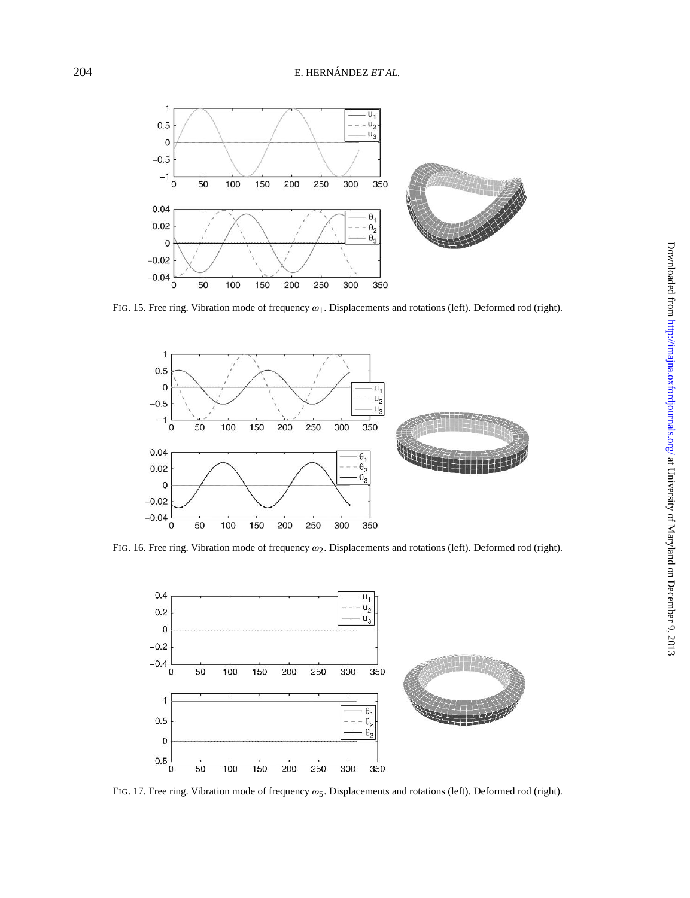FIG. 15. Free ring. Vibration mode of frequency $\omega_1$. Displacements and rotations (left). Deformed rod (right).

FIG. 16. Free ring. Vibration mode of frequency $\omega_2$. Displacements and rotations (left). Deformed rod (right).

FIG. 17. Free ring. Vibration mode of frequency $\omega_5$. Displacements and rotations (left). Deformed rod (right).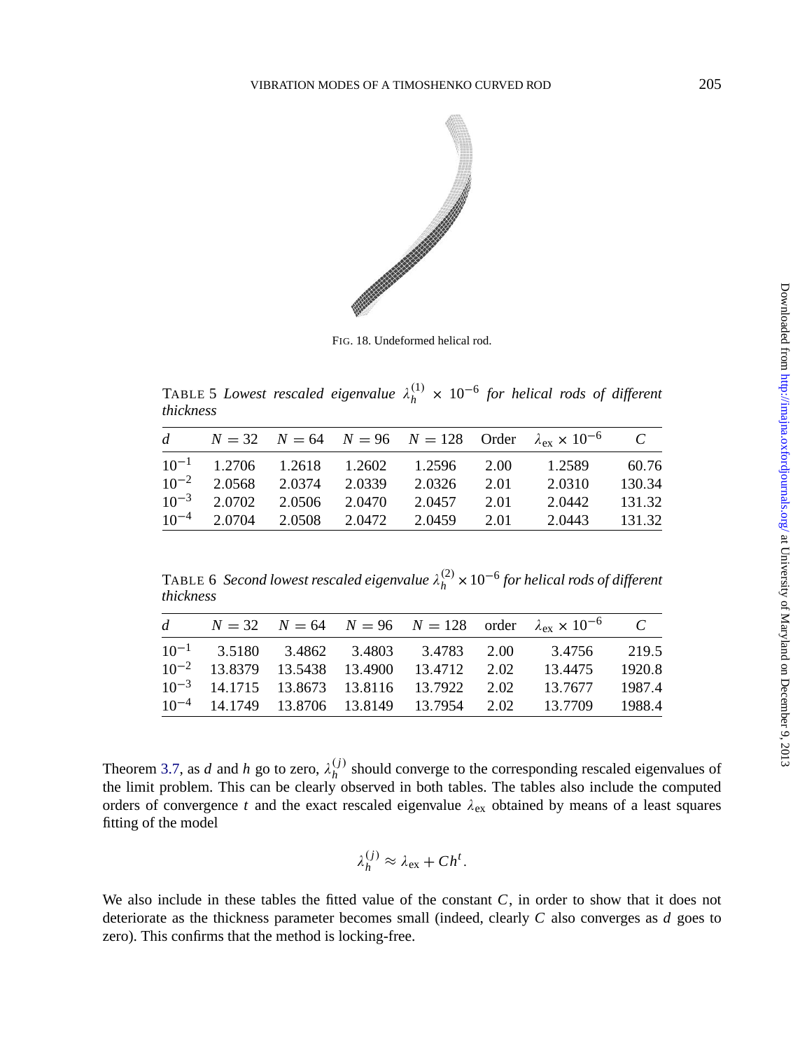FIG. 18. Undeformed helical rod.

TABLE 5 *Lowest rescaled eigenvalue $\lambda_h^{(1)} \times 10^{-6}$ for helical rods of different thickness*

| $d$ | $N = 32$ | $N = 64$ | $N = 96$ | $N = 128$ | Order | $\lambda_{\text{ex}} \times 10^{-6}$ | $C$ |
|---|---|---|---|---|---|---|---|
| $10^{-1}$ | 1.2706 | 1.2618 | 1.2602 | 1.2596 | 2.00 | 1.2589 | 60.76 |
| $10^{-2}$ | 2.0568 | 2.0374 | 2.0339 | 2.0326 | 2.01 | 2.0310 | 130.34 |
| $10^{-3}$ | 2.0702 | 2.0506 | 2.0470 | 2.0457 | 2.01 | 2.0442 | 131.32 |
| $10^{-4}$ | 2.0704 | 2.0508 | 2.0472 | 2.0459 | 2.01 | 2.0443 | 131.32 |

TABLE 6 *Second lowest rescaled eigenvalue $\lambda_h^{(2)} \times 10^{-6}$ for helical rods of different thickness*

| $d$ | $N = 32$ | $N = 64$ | $N = 96$ | $N = 128$ | order | $\lambda_{\text{ex}} \times 10^{-6}$ | $C$ |
|---|---|---|---|---|---|---|---|
| $10^{-1}$ | 3.5180 | 3.4862 | 3.4803 | 3.4783 | 2.00 | 3.4756 | 219.5 |
| $10^{-2}$ | 13.8379 | 13.5438 | 13.4900 | 13.4712 | 2.02 | 13.4475 | 1920.8 |
| $10^{-3}$ | 14.1715 | 13.8673 | 13.8116 | 13.7922 | 2.02 | 13.7677 | 1987.4 |
| $10^{-4}$ | 14.1749 | 13.8706 | 13.8149 | 13.7954 | 2.02 | 13.7709 | 1988.4 |

Theorem 3.7, as $d$ and $h$ go to zero, $\lambda_h^{(j)}$ should converge to the corresponding rescaled eigenvalues of the limit problem. This can be clearly observed in both tables. The tables also include the computed orders of convergence $t$ and the exact rescaled eigenvalue $\lambda_{\text{ex}}$ obtained by means of a least squares fitting of the model

$$\lambda_h^{(j)} \approx \lambda_{\text{ex}} + Ch^t.$$

We also include in these tables the fitted value of the constant $C$, in order to show that it does not deteriorate as the thickness parameter becomes small (indeed, clearly $C$ also converges as $d$ goes to zero). This confirms that the method is locking-free.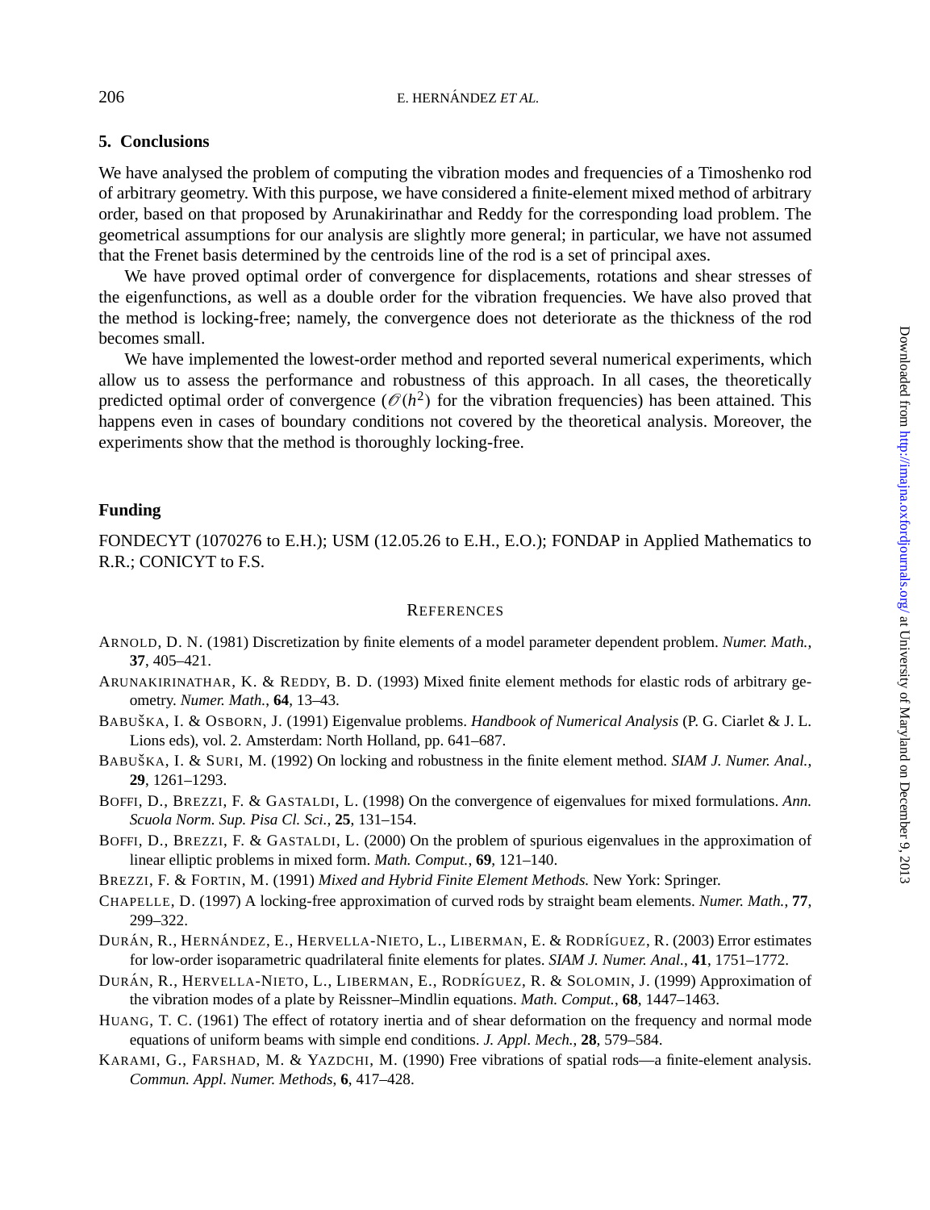## 5. Conclusions

We have analysed the problem of computing the vibration modes and frequencies of a Timoshenko rod of arbitrary geometry. With this purpose, we have considered a finite-element mixed method of arbitrary order, based on that proposed by Arunakirinathar and Reddy for the corresponding load problem. The geometrical assumptions for our analysis are slightly more general; in particular, we have not assumed that the Frenet basis determined by the centroids line of the rod is a set of principal axes.

We have proved optimal order of convergence for displacements, rotations and shear stresses of the eigenfunctions, as well as a double order for the vibration frequencies. We have also proved that the method is locking-free; namely, the convergence does not deteriorate as the thickness of the rod becomes small.

We have implemented the lowest-order method and reported several numerical experiments, which allow us to assess the performance and robustness of this approach. In all cases, the theoretically predicted optimal order of convergence ($\mathcal{O}(h^2)$ for the vibration frequencies) has been attained. This happens even in cases of boundary conditions not covered by the theoretical analysis. Moreover, the experiments show that the method is thoroughly locking-free.

## Funding

FONDECYT (1070276 to E.H.); USM (12.05.26 to E.H., E.O.); FONDAP in Applied Mathematics to R.R.; CONICYT to F.S.

## References

ARNOLD, D. N. (1981) Discretization by finite elements of a model parameter dependent problem. *Numer. Math.*, **37**, 405–421.

ARUNAKIRINATHAR, K. & REDDY, B. D. (1993) Mixed finite element methods for elastic rods of arbitrary geometry. *Numer. Math.*, **64**, 13–43.

BABUŠKA, I. & OSBORN, J. (1991) Eigenvalue problems. *Handbook of Numerical Analysis* (P. G. Ciarlet & J. L. Lions eds), vol. 2. Amsterdam: North Holland, pp. 641–687.

BABUŠKA, I. & SURI, M. (1992) On locking and robustness in the finite element method. *SIAM J. Numer. Anal.*, **29**, 1261–1293.

BOFFI, D., BREZZI, F. & GASTALDI, L. (1998) On the convergence of eigenvalues for mixed formulations. *Ann. Scuola Norm. Sup. Pisa Cl. Sci.*, **25**, 131–154.

BOFFI, D., BREZZI, F. & GASTALDI, L. (2000) On the problem of spurious eigenvalues in the approximation of linear elliptic problems in mixed form. *Math. Comput.*, **69**, 121–140.

BREZZI, F. & FORTIN, M. (1991) *Mixed and Hybrid Finite Element Methods.* New York: Springer.

CHAPELLE, D. (1997) A locking-free approximation of curved rods by straight beam elements. *Numer. Math.*, **77**, 299–322.

DURÁN, R., HERNÁNDEZ, E., HERVELLA-NIETO, L., LIBERMAN, E. & RODRÍGUEZ, R. (2003) Error estimates for low-order isoparametric quadrilateral finite elements for plates. *SIAM J. Numer. Anal.*, **41**, 1751–1772.

DURÁN, R., HERVELLA-NIETO, L., LIBERMAN, E., RODRÍGUEZ, R. & SOLOMIN, J. (1999) Approximation of the vibration modes of a plate by Reissner–Mindlin equations. *Math. Comput.*, **68**, 1447–1463.

HUANG, T. C. (1961) The effect of rotatory inertia and of shear deformation on the frequency and normal mode equations of uniform beams with simple end conditions. *J. Appl. Mech.*, **28**, 579–584.

KARAMI, G., FARSHAD, M. & YAZDCHI, M. (1990) Free vibrations of spatial rods—a finite-element analysis. *Commun. Appl. Numer. Methods*, **6**, 417–428.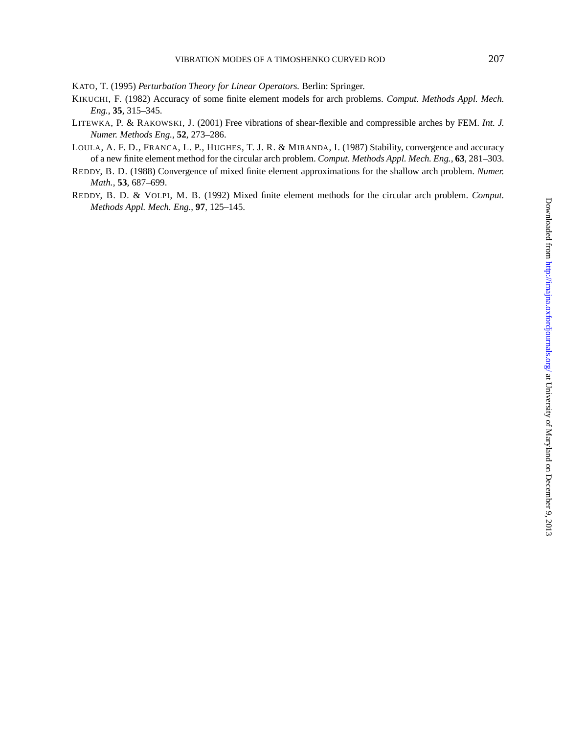KATO, T. (1995) *Perturbation Theory for Linear Operators.* Berlin: Springer.

KIKUCHI, F. (1982) Accuracy of some finite element models for arch problems. *Comput. Methods Appl. Mech. Eng.*, **35**, 315–345.

LITEWKA, P. & RAKOWSKI, J. (2001) Free vibrations of shear-flexible and compressible arches by FEM. *Int. J. Numer. Methods Eng.*, **52**, 273–286.

LOULA, A. F. D., FRANCA, L. P., HUGHES, T. J. R. & MIRANDA, I. (1987) Stability, convergence and accuracy of a new finite element method for the circular arch problem. *Comput. Methods Appl. Mech. Eng.*, **63**, 281–303.

REDDY, B. D. (1988) Convergence of mixed finite element approximations for the shallow arch problem. *Numer. Math.*, **53**, 687–699.

REDDY, B. D. & VOLPI, M. B. (1992) Mixed finite element methods for the circular arch problem. *Comput. Methods Appl. Mech. Eng.*, **97**, 125–145.